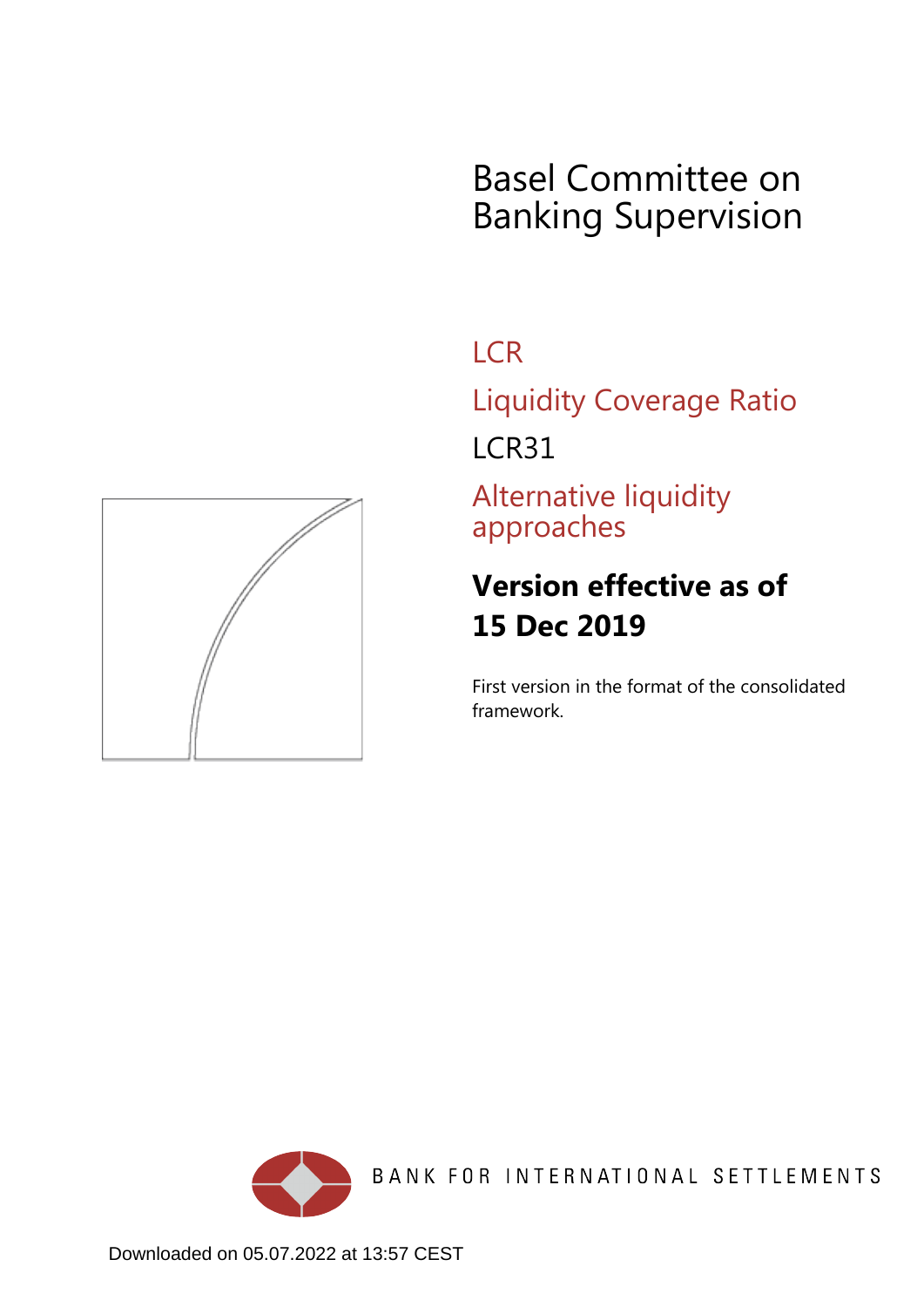# Basel Committee on Banking Supervision

## LCR

## Liquidity Coverage Ratio

LCR31

## Alternative liquidity approaches

**Version effective as of 15 Dec 2019**

First version in the format of the consolidated framework.

BANK FOR INTERNATIONAL SETTLEMENTS

Downloaded on 05.07.2022 at 13:57 CEST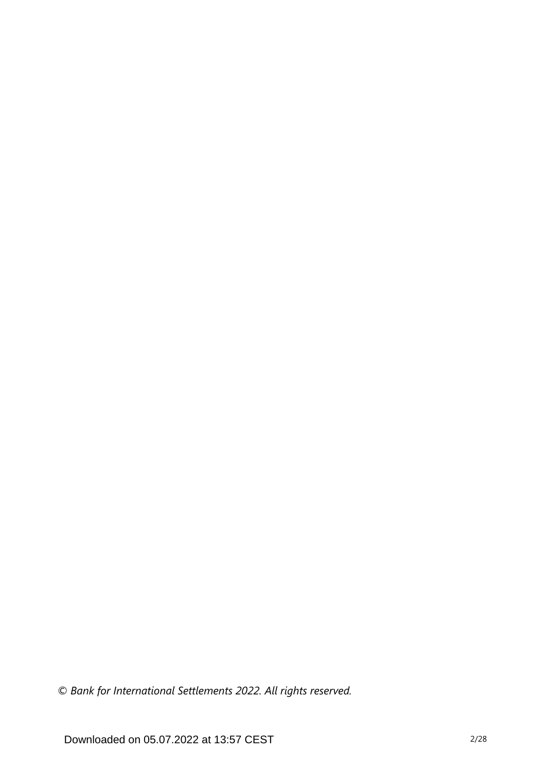*© Bank for International Settlements 2022. All rights reserved.*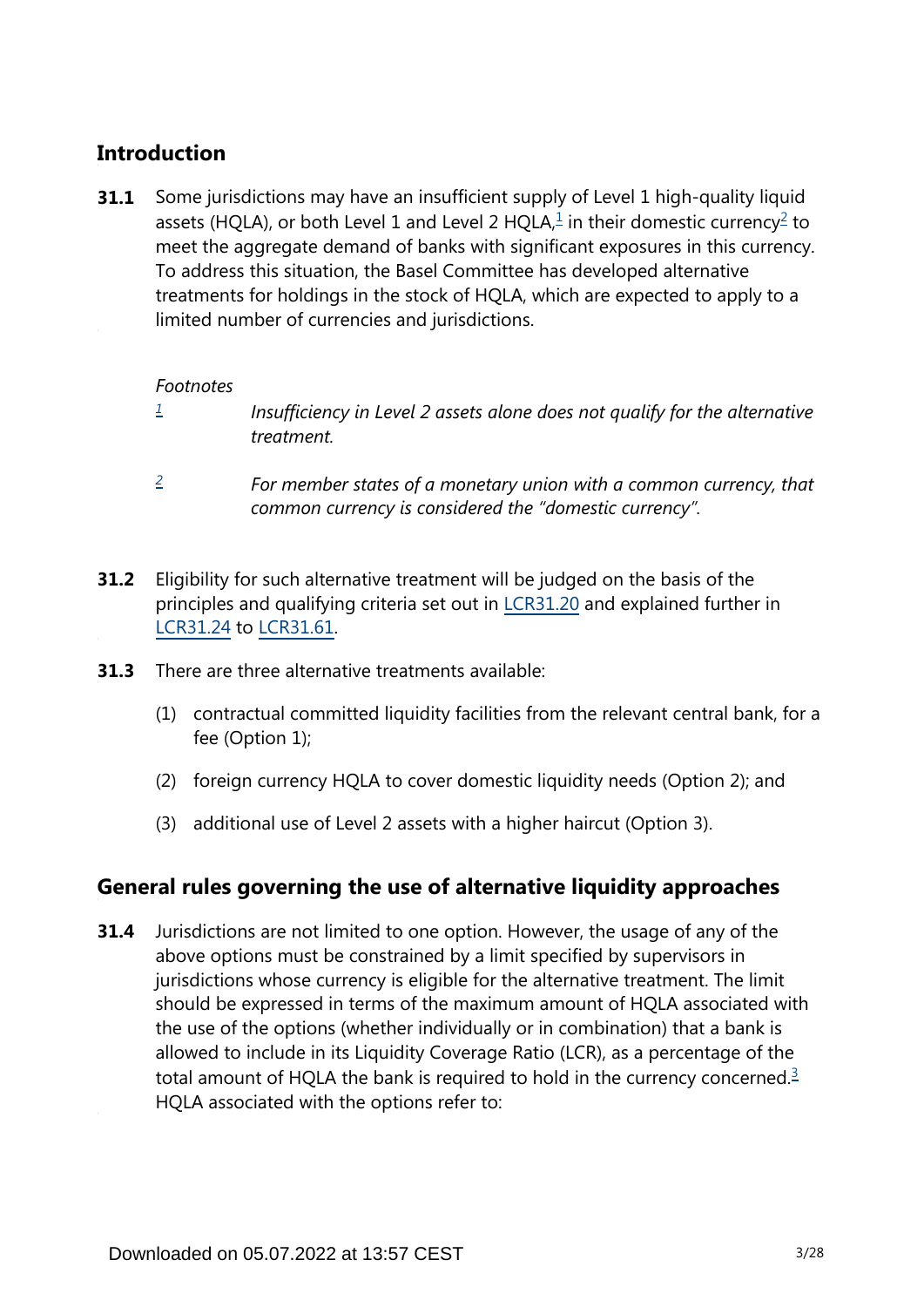## Introduction

**31.1** Some jurisdictions may have an insufficient supply of Level 1 high-quality liquid assets (HQLA), or both Level 1 and Level 2 HQLA,[1] in their domestic currency[2] to meet the aggregate demand of banks with significant exposures in this currency. To address this situation, the Basel Committee has developed alternative treatments for holdings in the stock of HQLA, which are expected to apply to a limited number of currencies and jurisdictions.

*Footnotes*

[1] *Insufficiency in Level 2 assets alone does not qualify for the alternative treatment.*

[2] *For member states of a monetary union with a common currency, that common currency is considered the "domestic currency".*

**31.2** Eligibility for such alternative treatment will be judged on the basis of the principles and qualifying criteria set out in LCR31.20 and explained further in LCR31.24 to LCR31.61.

**31.3** There are three alternative treatments available:

(1) contractual committed liquidity facilities from the relevant central bank, for a fee (Option 1);

(2) foreign currency HQLA to cover domestic liquidity needs (Option 2); and

(3) additional use of Level 2 assets with a higher haircut (Option 3).

## General rules governing the use of alternative liquidity approaches

**31.4** Jurisdictions are not limited to one option. However, the usage of any of the above options must be constrained by a limit specified by supervisors in jurisdictions whose currency is eligible for the alternative treatment. The limit should be expressed in terms of the maximum amount of HQLA associated with the use of the options (whether individually or in combination) that a bank is allowed to include in its Liquidity Coverage Ratio (LCR), as a percentage of the total amount of HQLA the bank is required to hold in the currency concerned.[3] HQLA associated with the options refer to: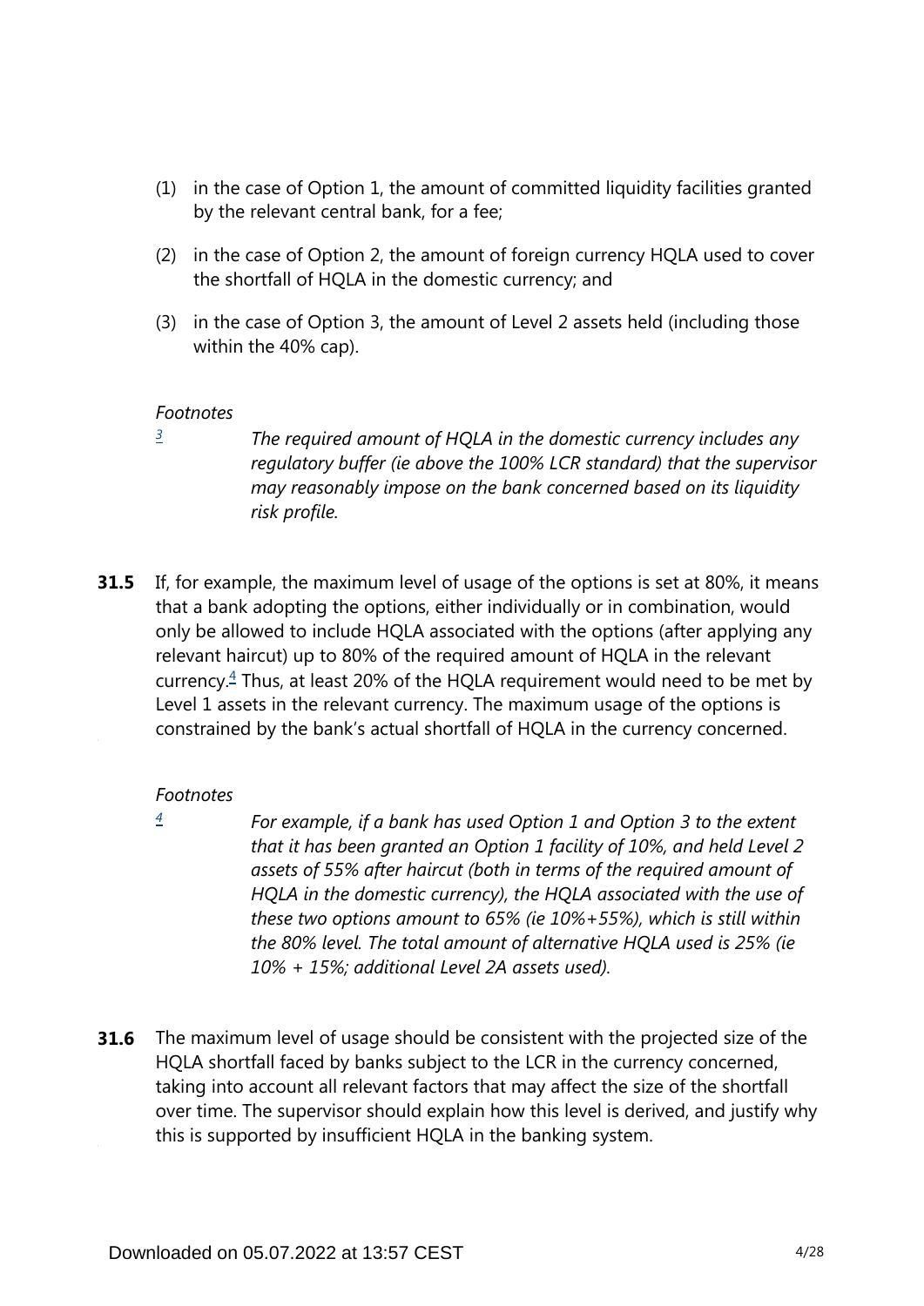(1) in the case of Option 1, the amount of committed liquidity facilities granted by the relevant central bank, for a fee;

(2) in the case of Option 2, the amount of foreign currency HQLA used to cover the shortfall of HQLA in the domestic currency; and

(3) in the case of Option 3, the amount of Level 2 assets held (including those within the 40% cap).

*Footnotes*

[3] *The required amount of HQLA in the domestic currency includes any regulatory buffer (ie above the 100% LCR standard) that the supervisor may reasonably impose on the bank concerned based on its liquidity risk profile.*

**31.5** If, for example, the maximum level of usage of the options is set at 80%, it means that a bank adopting the options, either individually or in combination, would only be allowed to include HQLA associated with the options (after applying any relevant haircut) up to 80% of the required amount of HQLA in the relevant currency.[4] Thus, at least 20% of the HQLA requirement would need to be met by Level 1 assets in the relevant currency. The maximum usage of the options is constrained by the bank's actual shortfall of HQLA in the currency concerned.

*Footnotes*

[4] *For example, if a bank has used Option 1 and Option 3 to the extent that it has been granted an Option 1 facility of 10%, and held Level 2 assets of 55% after haircut (both in terms of the required amount of HQLA in the domestic currency), the HQLA associated with the use of these two options amount to 65% (ie 10%+55%), which is still within the 80% level. The total amount of alternative HQLA used is 25% (ie 10% + 15%; additional Level 2A assets used).*

**31.6** The maximum level of usage should be consistent with the projected size of the HQLA shortfall faced by banks subject to the LCR in the currency concerned, taking into account all relevant factors that may affect the size of the shortfall over time. The supervisor should explain how this level is derived, and justify why this is supported by insufficient HQLA in the banking system.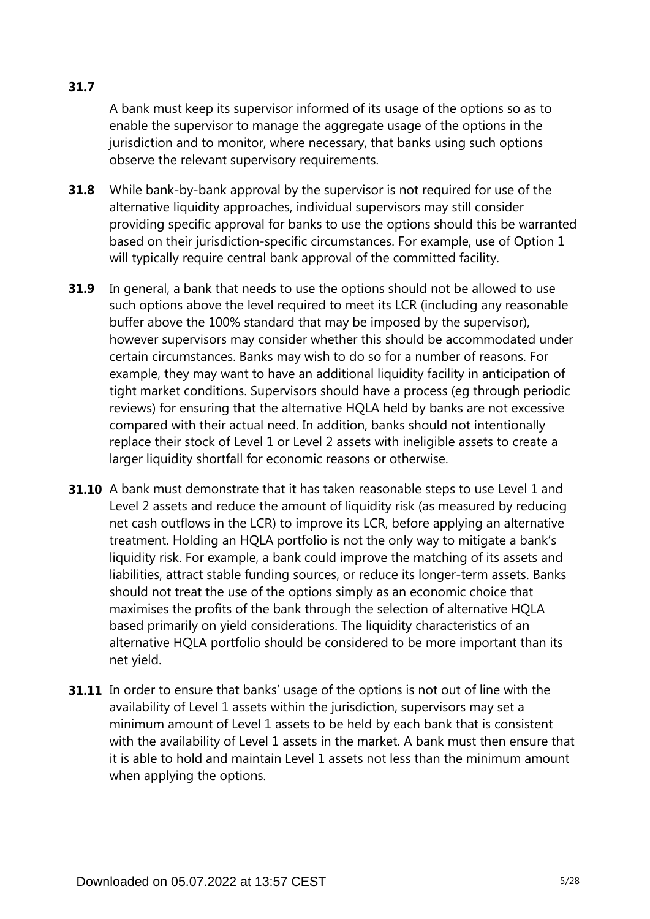**31.7** A bank must keep its supervisor informed of its usage of the options so as to enable the supervisor to manage the aggregate usage of the options in the jurisdiction and to monitor, where necessary, that banks using such options observe the relevant supervisory requirements.

**31.8** While bank-by-bank approval by the supervisor is not required for use of the alternative liquidity approaches, individual supervisors may still consider providing specific approval for banks to use the options should this be warranted based on their jurisdiction-specific circumstances. For example, use of Option 1 will typically require central bank approval of the committed facility.

**31.9** In general, a bank that needs to use the options should not be allowed to use such options above the level required to meet its LCR (including any reasonable buffer above the 100% standard that may be imposed by the supervisor), however supervisors may consider whether this should be accommodated under certain circumstances. Banks may wish to do so for a number of reasons. For example, they may want to have an additional liquidity facility in anticipation of tight market conditions. Supervisors should have a process (eg through periodic reviews) for ensuring that the alternative HQLA held by banks are not excessive compared with their actual need. In addition, banks should not intentionally replace their stock of Level 1 or Level 2 assets with ineligible assets to create a larger liquidity shortfall for economic reasons or otherwise.

**31.10** A bank must demonstrate that it has taken reasonable steps to use Level 1 and Level 2 assets and reduce the amount of liquidity risk (as measured by reducing net cash outflows in the LCR) to improve its LCR, before applying an alternative treatment. Holding an HQLA portfolio is not the only way to mitigate a bank's liquidity risk. For example, a bank could improve the matching of its assets and liabilities, attract stable funding sources, or reduce its longer-term assets. Banks should not treat the use of the options simply as an economic choice that maximises the profits of the bank through the selection of alternative HQLA based primarily on yield considerations. The liquidity characteristics of an alternative HQLA portfolio should be considered to be more important than its net yield.

**31.11** In order to ensure that banks' usage of the options is not out of line with the availability of Level 1 assets within the jurisdiction, supervisors may set a minimum amount of Level 1 assets to be held by each bank that is consistent with the availability of Level 1 assets in the market. A bank must then ensure that it is able to hold and maintain Level 1 assets not less than the minimum amount when applying the options.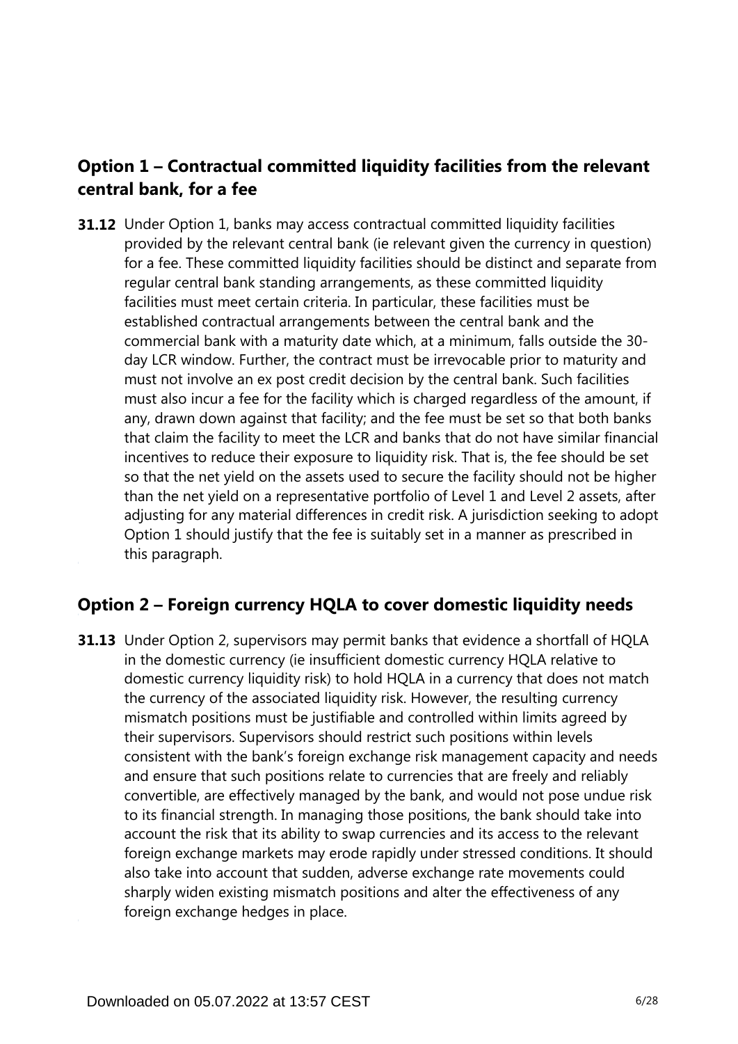## Option 1 – Contractual committed liquidity facilities from the relevant central bank, for a fee

**31.12** Under Option 1, banks may access contractual committed liquidity facilities provided by the relevant central bank (ie relevant given the currency in question) for a fee. These committed liquidity facilities should be distinct and separate from regular central bank standing arrangements, as these committed liquidity facilities must meet certain criteria. In particular, these facilities must be established contractual arrangements between the central bank and the commercial bank with a maturity date which, at a minimum, falls outside the 30-day LCR window. Further, the contract must be irrevocable prior to maturity and must not involve an ex post credit decision by the central bank. Such facilities must also incur a fee for the facility which is charged regardless of the amount, if any, drawn down against that facility; and the fee must be set so that both banks that claim the facility to meet the LCR and banks that do not have similar financial incentives to reduce their exposure to liquidity risk. That is, the fee should be set so that the net yield on the assets used to secure the facility should not be higher than the net yield on a representative portfolio of Level 1 and Level 2 assets, after adjusting for any material differences in credit risk. A jurisdiction seeking to adopt Option 1 should justify that the fee is suitably set in a manner as prescribed in this paragraph.

## Option 2 – Foreign currency HQLA to cover domestic liquidity needs

**31.13** Under Option 2, supervisors may permit banks that evidence a shortfall of HQLA in the domestic currency (ie insufficient domestic currency HQLA relative to domestic currency liquidity risk) to hold HQLA in a currency that does not match the currency of the associated liquidity risk. However, the resulting currency mismatch positions must be justifiable and controlled within limits agreed by their supervisors. Supervisors should restrict such positions within levels consistent with the bank's foreign exchange risk management capacity and needs and ensure that such positions relate to currencies that are freely and reliably convertible, are effectively managed by the bank, and would not pose undue risk to its financial strength. In managing those positions, the bank should take into account the risk that its ability to swap currencies and its access to the relevant foreign exchange markets may erode rapidly under stressed conditions. It should also take into account that sudden, adverse exchange rate movements could sharply widen existing mismatch positions and alter the effectiveness of any foreign exchange hedges in place.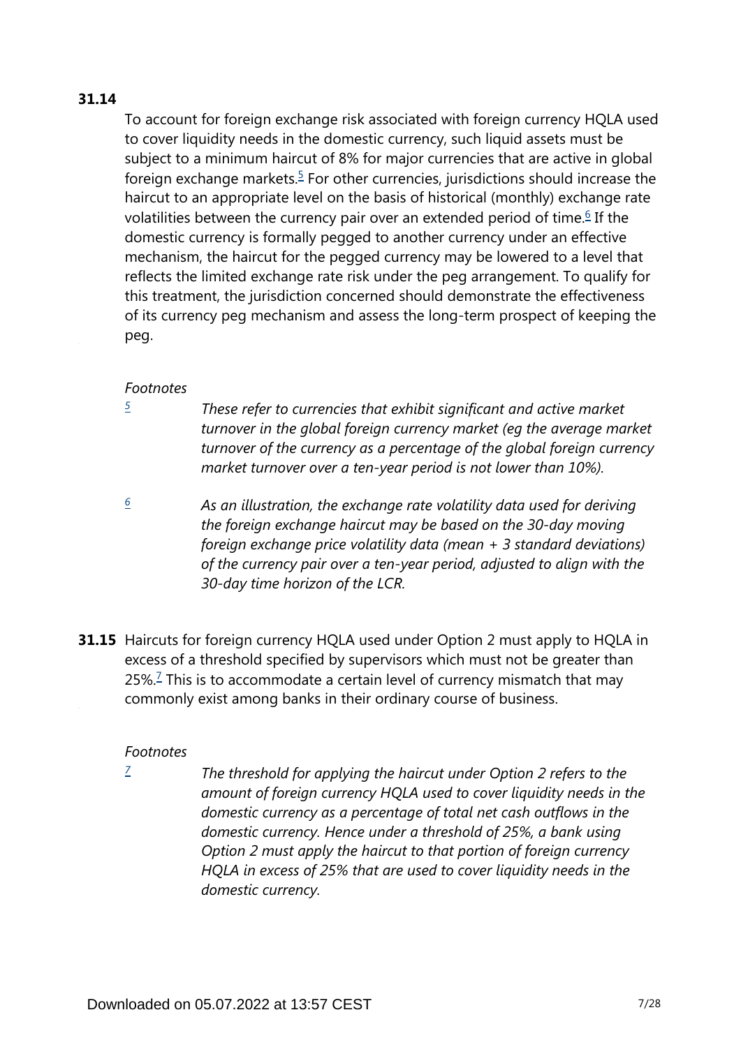**31.14**

To account for foreign exchange risk associated with foreign currency HQLA used to cover liquidity needs in the domestic currency, such liquid assets must be subject to a minimum haircut of 8% for major currencies that are active in global foreign exchange markets.[5] For other currencies, jurisdictions should increase the haircut to an appropriate level on the basis of historical (monthly) exchange rate volatilities between the currency pair over an extended period of time.[6] If the domestic currency is formally pegged to another currency under an effective mechanism, the haircut for the pegged currency may be lowered to a level that reflects the limited exchange rate risk under the peg arrangement. To qualify for this treatment, the jurisdiction concerned should demonstrate the effectiveness of its currency peg mechanism and assess the long-term prospect of keeping the peg.

*Footnotes*

[5] *These refer to currencies that exhibit significant and active market turnover in the global foreign currency market (eg the average market turnover of the currency as a percentage of the global foreign currency market turnover over a ten-year period is not lower than 10%).*

[6] *As an illustration, the exchange rate volatility data used for deriving the foreign exchange haircut may be based on the 30-day moving foreign exchange price volatility data (mean + 3 standard deviations) of the currency pair over a ten-year period, adjusted to align with the 30-day time horizon of the LCR.*

**31.15** Haircuts for foreign currency HQLA used under Option 2 must apply to HQLA in excess of a threshold specified by supervisors which must not be greater than 25%.[7] This is to accommodate a certain level of currency mismatch that may commonly exist among banks in their ordinary course of business.

*Footnotes*

[7] *The threshold for applying the haircut under Option 2 refers to the amount of foreign currency HQLA used to cover liquidity needs in the domestic currency as a percentage of total net cash outflows in the domestic currency. Hence under a threshold of 25%, a bank using Option 2 must apply the haircut to that portion of foreign currency HQLA in excess of 25% that are used to cover liquidity needs in the domestic currency.*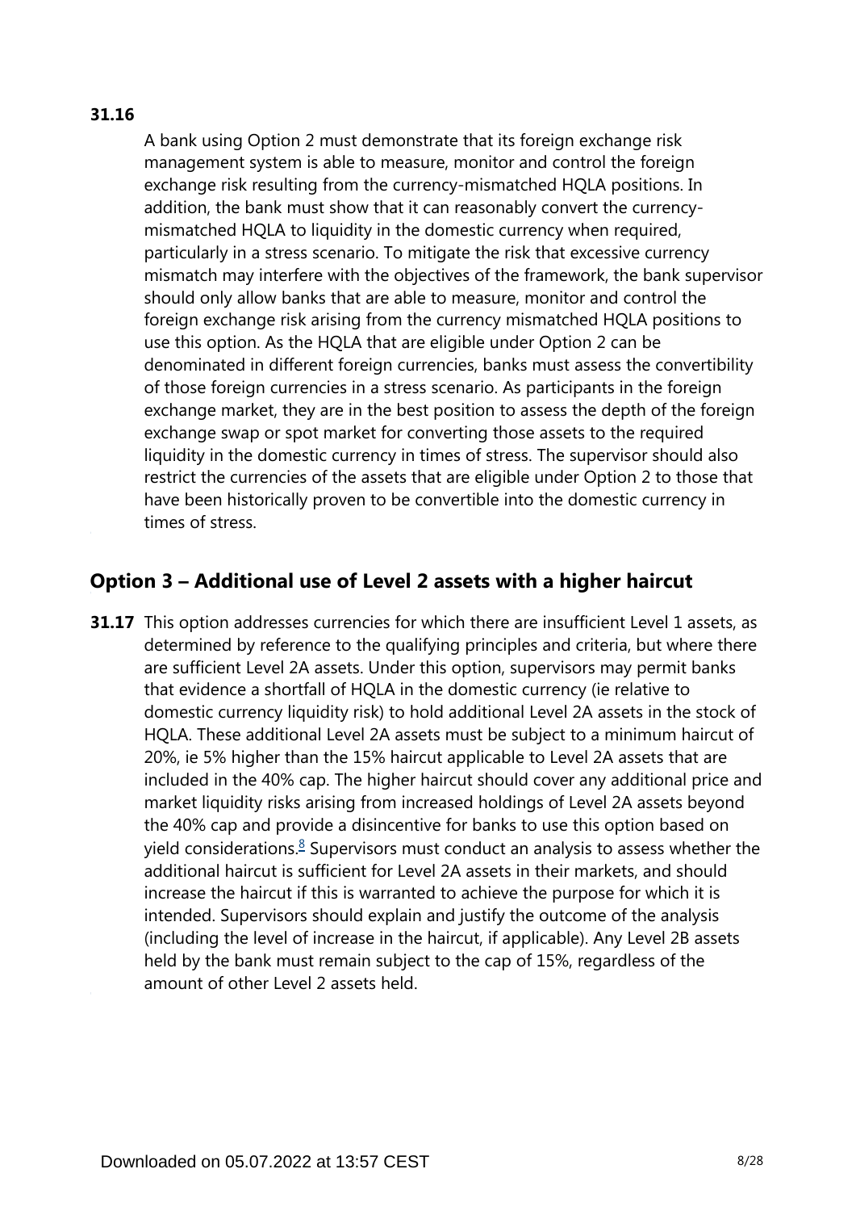**31.16**

A bank using Option 2 must demonstrate that its foreign exchange risk management system is able to measure, monitor and control the foreign exchange risk resulting from the currency-mismatched HQLA positions. In addition, the bank must show that it can reasonably convert the currency-mismatched HQLA to liquidity in the domestic currency when required, particularly in a stress scenario. To mitigate the risk that excessive currency mismatch may interfere with the objectives of the framework, the bank supervisor should only allow banks that are able to measure, monitor and control the foreign exchange risk arising from the currency mismatched HQLA positions to use this option. As the HQLA that are eligible under Option 2 can be denominated in different foreign currencies, banks must assess the convertibility of those foreign currencies in a stress scenario. As participants in the foreign exchange market, they are in the best position to assess the depth of the foreign exchange swap or spot market for converting those assets to the required liquidity in the domestic currency in times of stress. The supervisor should also restrict the currencies of the assets that are eligible under Option 2 to those that have been historically proven to be convertible into the domestic currency in times of stress.

## Option 3 – Additional use of Level 2 assets with a higher haircut

**31.17** This option addresses currencies for which there are insufficient Level 1 assets, as determined by reference to the qualifying principles and criteria, but where there are sufficient Level 2A assets. Under this option, supervisors may permit banks that evidence a shortfall of HQLA in the domestic currency (ie relative to domestic currency liquidity risk) to hold additional Level 2A assets in the stock of HQLA. These additional Level 2A assets must be subject to a minimum haircut of 20%, ie 5% higher than the 15% haircut applicable to Level 2A assets that are included in the 40% cap. The higher haircut should cover any additional price and market liquidity risks arising from increased holdings of Level 2A assets beyond the 40% cap and provide a disincentive for banks to use this option based on yield considerations.[8] Supervisors must conduct an analysis to assess whether the additional haircut is sufficient for Level 2A assets in their markets, and should increase the haircut if this is warranted to achieve the purpose for which it is intended. Supervisors should explain and justify the outcome of the analysis (including the level of increase in the haircut, if applicable). Any Level 2B assets held by the bank must remain subject to the cap of 15%, regardless of the amount of other Level 2 assets held.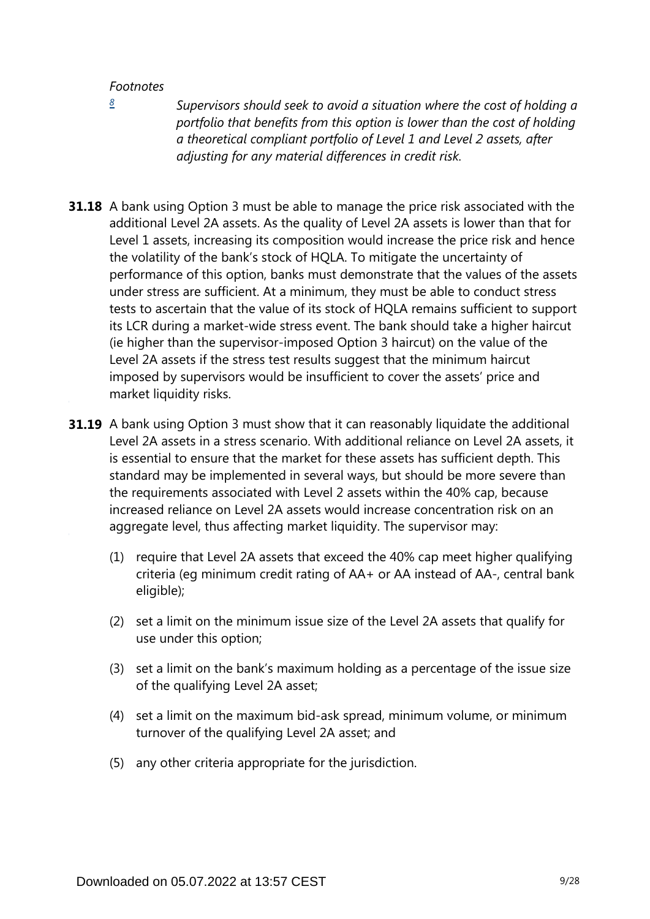*Footnotes*

[8] *Supervisors should seek to avoid a situation where the cost of holding a portfolio that benefits from this option is lower than the cost of holding a theoretical compliant portfolio of Level 1 and Level 2 assets, after adjusting for any material differences in credit risk.*

**31.18** A bank using Option 3 must be able to manage the price risk associated with the additional Level 2A assets. As the quality of Level 2A assets is lower than that for Level 1 assets, increasing its composition would increase the price risk and hence the volatility of the bank's stock of HQLA. To mitigate the uncertainty of performance of this option, banks must demonstrate that the values of the assets under stress are sufficient. At a minimum, they must be able to conduct stress tests to ascertain that the value of its stock of HQLA remains sufficient to support its LCR during a market-wide stress event. The bank should take a higher haircut (ie higher than the supervisor-imposed Option 3 haircut) on the value of the Level 2A assets if the stress test results suggest that the minimum haircut imposed by supervisors would be insufficient to cover the assets' price and market liquidity risks.

**31.19** A bank using Option 3 must show that it can reasonably liquidate the additional Level 2A assets in a stress scenario. With additional reliance on Level 2A assets, it is essential to ensure that the market for these assets has sufficient depth. This standard may be implemented in several ways, but should be more severe than the requirements associated with Level 2 assets within the 40% cap, because increased reliance on Level 2A assets would increase concentration risk on an aggregate level, thus affecting market liquidity. The supervisor may:

(1) require that Level 2A assets that exceed the 40% cap meet higher qualifying criteria (eg minimum credit rating of AA+ or AA instead of AA-, central bank eligible);

(2) set a limit on the minimum issue size of the Level 2A assets that qualify for use under this option;

(3) set a limit on the bank's maximum holding as a percentage of the issue size of the qualifying Level 2A asset;

(4) set a limit on the maximum bid-ask spread, minimum volume, or minimum turnover of the qualifying Level 2A asset; and

(5) any other criteria appropriate for the jurisdiction.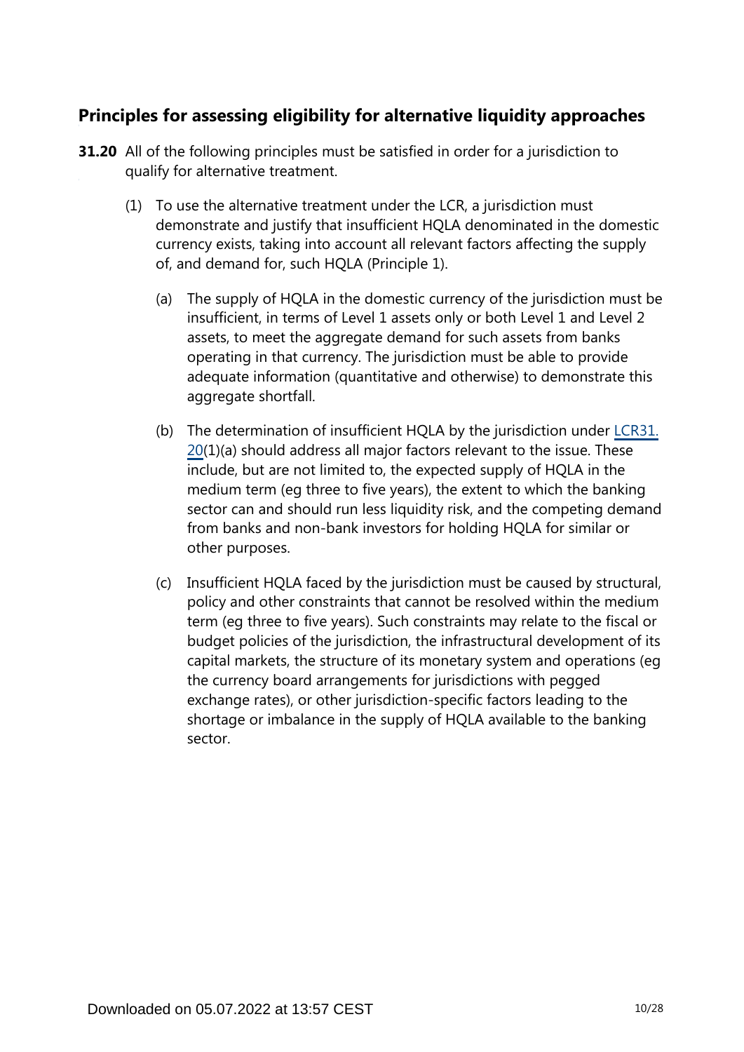## Principles for assessing eligibility for alternative liquidity approaches

**31.20** All of the following principles must be satisfied in order for a jurisdiction to qualify for alternative treatment.

(1) To use the alternative treatment under the LCR, a jurisdiction must demonstrate and justify that insufficient HQLA denominated in the domestic currency exists, taking into account all relevant factors affecting the supply of, and demand for, such HQLA (Principle 1).

(a) The supply of HQLA in the domestic currency of the jurisdiction must be insufficient, in terms of Level 1 assets only or both Level 1 and Level 2 assets, to meet the aggregate demand for such assets from banks operating in that currency. The jurisdiction must be able to provide adequate information (quantitative and otherwise) to demonstrate this aggregate shortfall.

(b) The determination of insufficient HQLA by the jurisdiction under LCR31.20(1)(a) should address all major factors relevant to the issue. These include, but are not limited to, the expected supply of HQLA in the medium term (eg three to five years), the extent to which the banking sector can and should run less liquidity risk, and the competing demand from banks and non-bank investors for holding HQLA for similar or other purposes.

(c) Insufficient HQLA faced by the jurisdiction must be caused by structural, policy and other constraints that cannot be resolved within the medium term (eg three to five years). Such constraints may relate to the fiscal or budget policies of the jurisdiction, the infrastructural development of its capital markets, the structure of its monetary system and operations (eg the currency board arrangements for jurisdictions with pegged exchange rates), or other jurisdiction-specific factors leading to the shortage or imbalance in the supply of HQLA available to the banking sector.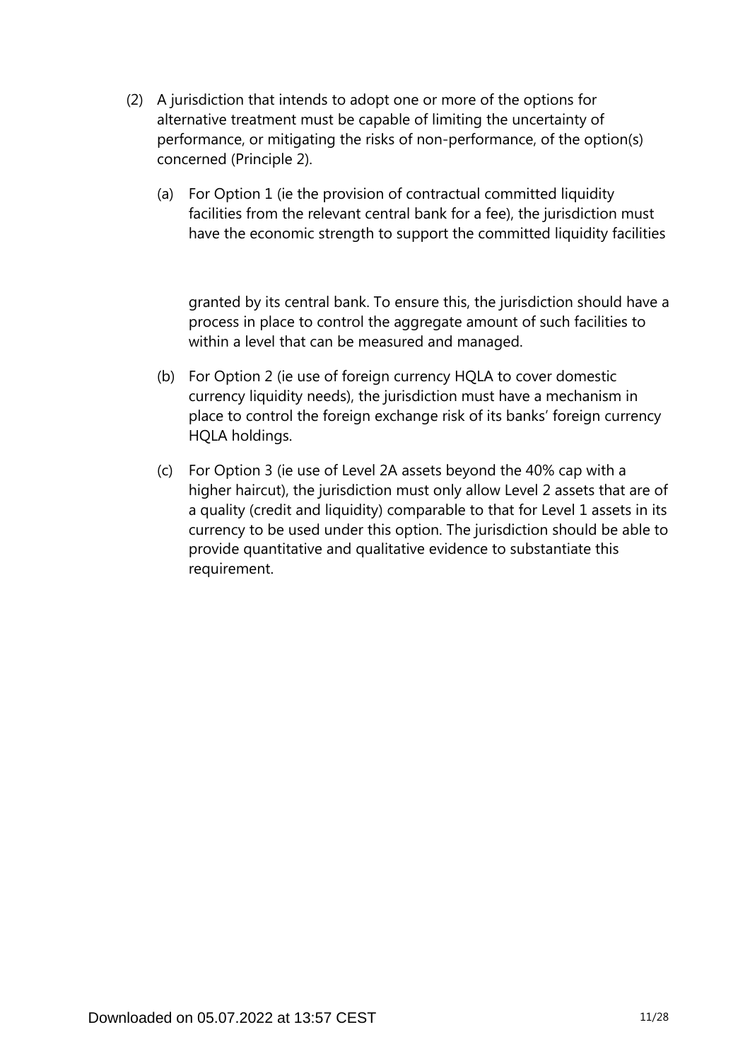(2) A jurisdiction that intends to adopt one or more of the options for alternative treatment must be capable of limiting the uncertainty of performance, or mitigating the risks of non-performance, of the option(s) concerned (Principle 2).

   (a) For Option 1 (ie the provision of contractual committed liquidity facilities from the relevant central bank for a fee), the jurisdiction must have the economic strength to support the committed liquidity facilities granted by its central bank. To ensure this, the jurisdiction should have a process in place to control the aggregate amount of such facilities to within a level that can be measured and managed.

   (b) For Option 2 (ie use of foreign currency HQLA to cover domestic currency liquidity needs), the jurisdiction must have a mechanism in place to control the foreign exchange risk of its banks' foreign currency HQLA holdings.

   (c) For Option 3 (ie use of Level 2A assets beyond the 40% cap with a higher haircut), the jurisdiction must only allow Level 2 assets that are of a quality (credit and liquidity) comparable to that for Level 1 assets in its currency to be used under this option. The jurisdiction should be able to provide quantitative and qualitative evidence to substantiate this requirement.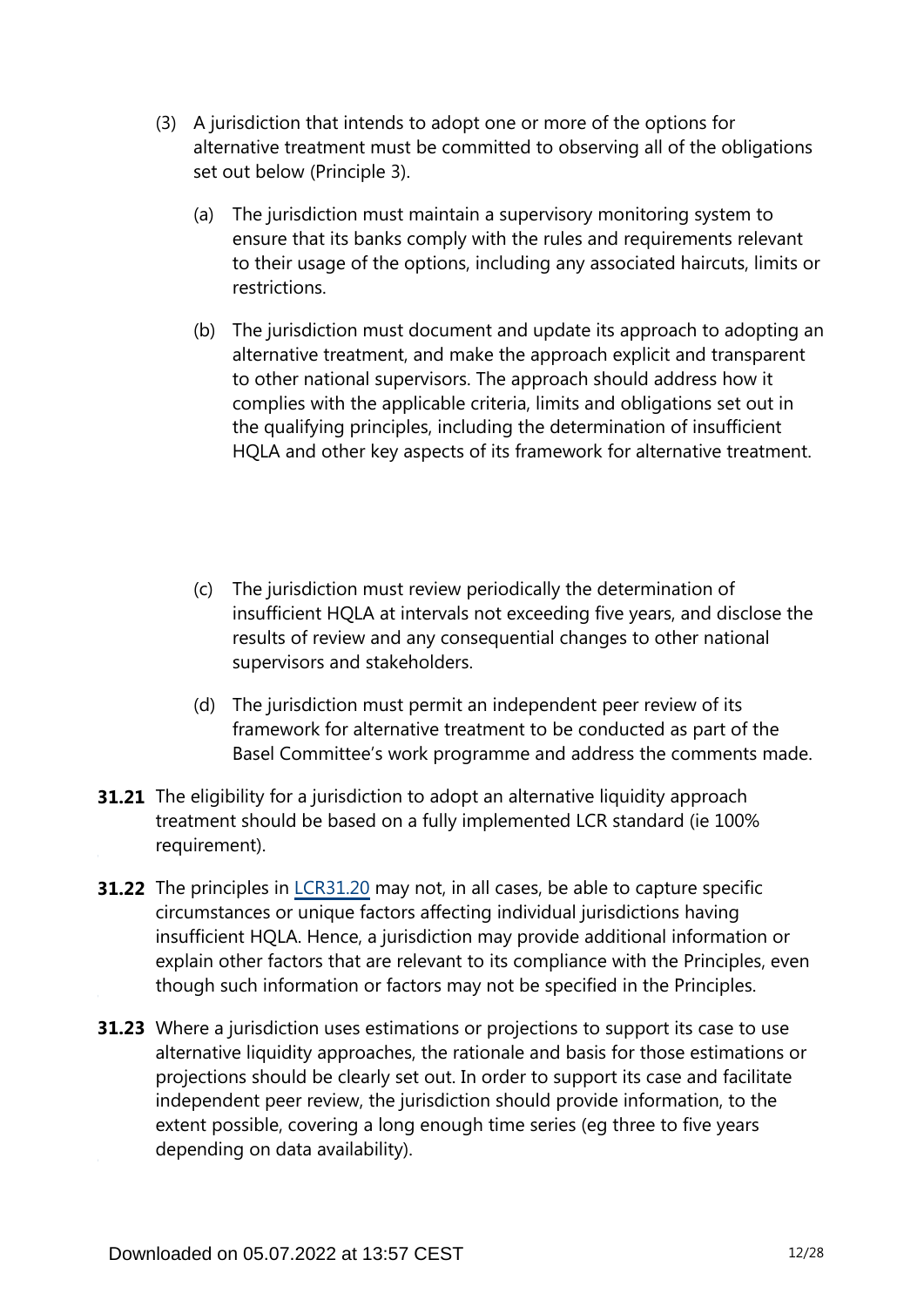(3) A jurisdiction that intends to adopt one or more of the options for alternative treatment must be committed to observing all of the obligations set out below (Principle 3).

  (a) The jurisdiction must maintain a supervisory monitoring system to ensure that its banks comply with the rules and requirements relevant to their usage of the options, including any associated haircuts, limits or restrictions.

  (b) The jurisdiction must document and update its approach to adopting an alternative treatment, and make the approach explicit and transparent to other national supervisors. The approach should address how it complies with the applicable criteria, limits and obligations set out in the qualifying principles, including the determination of insufficient HQLA and other key aspects of its framework for alternative treatment.

  (c) The jurisdiction must review periodically the determination of insufficient HQLA at intervals not exceeding five years, and disclose the results of review and any consequential changes to other national supervisors and stakeholders.

  (d) The jurisdiction must permit an independent peer review of its framework for alternative treatment to be conducted as part of the Basel Committee's work programme and address the comments made.

**31.21** The eligibility for a jurisdiction to adopt an alternative liquidity approach treatment should be based on a fully implemented LCR standard (ie 100% requirement).

**31.22** The principles in LCR31.20 may not, in all cases, be able to capture specific circumstances or unique factors affecting individual jurisdictions having insufficient HQLA. Hence, a jurisdiction may provide additional information or explain other factors that are relevant to its compliance with the Principles, even though such information or factors may not be specified in the Principles.

**31.23** Where a jurisdiction uses estimations or projections to support its case to use alternative liquidity approaches, the rationale and basis for those estimations or projections should be clearly set out. In order to support its case and facilitate independent peer review, the jurisdiction should provide information, to the extent possible, covering a long enough time series (eg three to five years depending on data availability).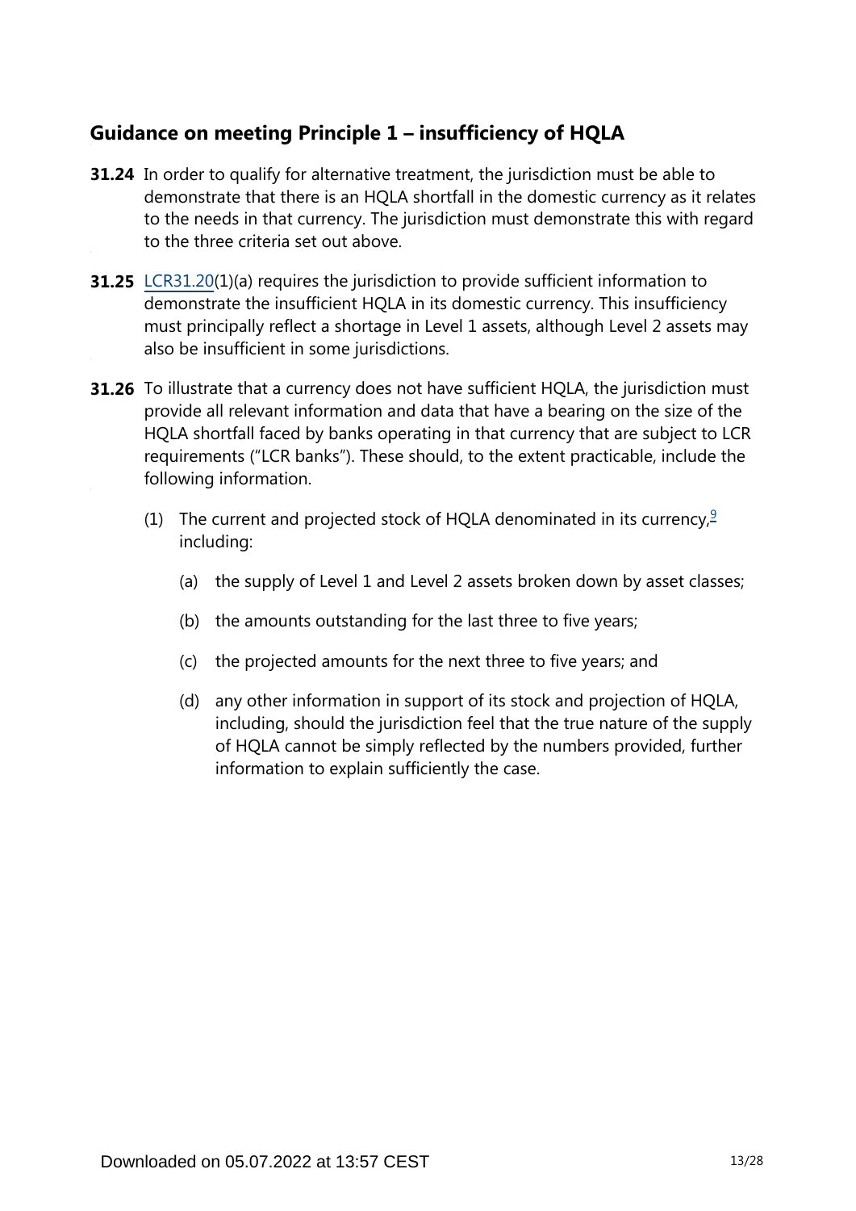## Guidance on meeting Principle 1 – insufficiency of HQLA

**31.24** In order to qualify for alternative treatment, the jurisdiction must be able to demonstrate that there is an HQLA shortfall in the domestic currency as it relates to the needs in that currency. The jurisdiction must demonstrate this with regard to the three criteria set out above.

**31.25** LCR31.20(1)(a) requires the jurisdiction to provide sufficient information to demonstrate the insufficient HQLA in its domestic currency. This insufficiency must principally reflect a shortage in Level 1 assets, although Level 2 assets may also be insufficient in some jurisdictions.

**31.26** To illustrate that a currency does not have sufficient HQLA, the jurisdiction must provide all relevant information and data that have a bearing on the size of the HQLA shortfall faced by banks operating in that currency that are subject to LCR requirements ("LCR banks"). These should, to the extent practicable, include the following information.

(1) The current and projected stock of HQLA denominated in its currency,[9] including:

(a) the supply of Level 1 and Level 2 assets broken down by asset classes;

(b) the amounts outstanding for the last three to five years;

(c) the projected amounts for the next three to five years; and

(d) any other information in support of its stock and projection of HQLA, including, should the jurisdiction feel that the true nature of the supply of HQLA cannot be simply reflected by the numbers provided, further information to explain sufficiently the case.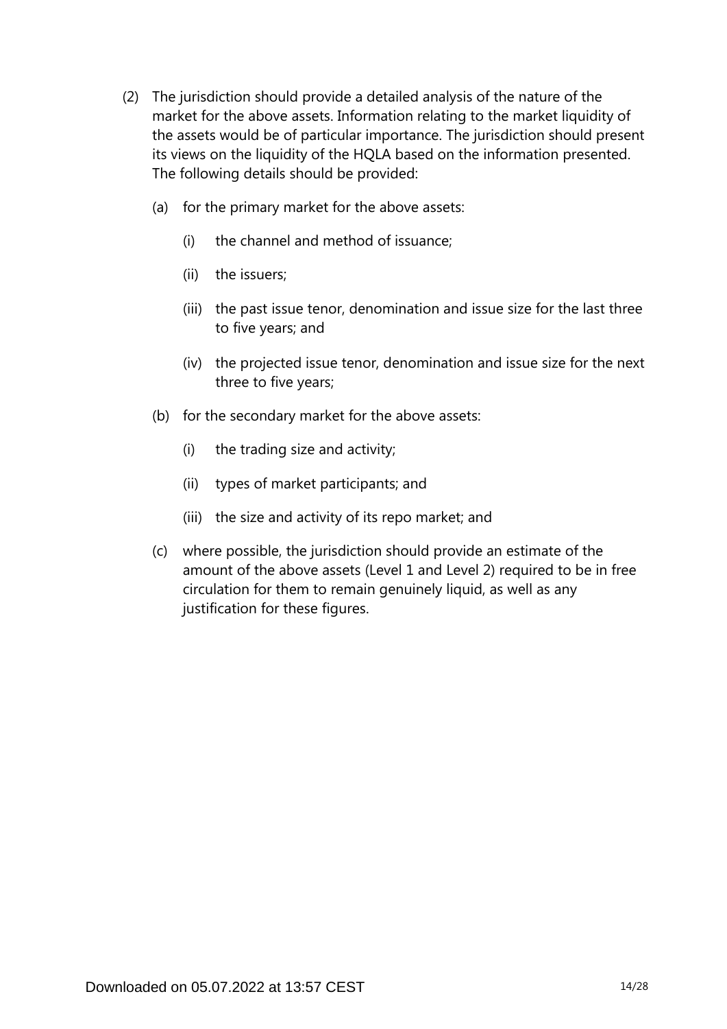(2) The jurisdiction should provide a detailed analysis of the nature of the market for the above assets. Information relating to the market liquidity of the assets would be of particular importance. The jurisdiction should present its views on the liquidity of the HQLA based on the information presented. The following details should be provided:

   (a) for the primary market for the above assets:

      (i) the channel and method of issuance;

      (ii) the issuers;

      (iii) the past issue tenor, denomination and issue size for the last three to five years; and

      (iv) the projected issue tenor, denomination and issue size for the next three to five years;

   (b) for the secondary market for the above assets:

      (i) the trading size and activity;

      (ii) types of market participants; and

      (iii) the size and activity of its repo market; and

   (c) where possible, the jurisdiction should provide an estimate of the amount of the above assets (Level 1 and Level 2) required to be in free circulation for them to remain genuinely liquid, as well as any justification for these figures.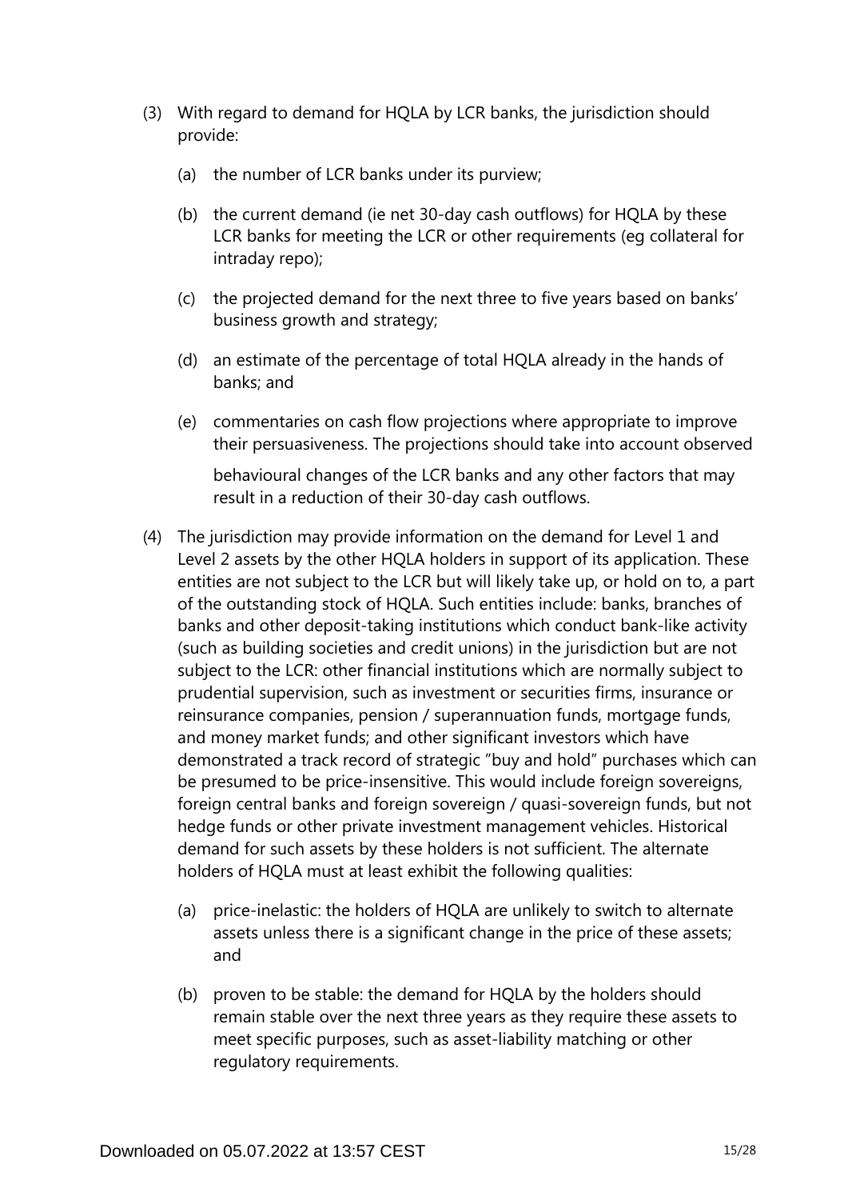(3) With regard to demand for HQLA by LCR banks, the jurisdiction should provide:

   (a) the number of LCR banks under its purview;

   (b) the current demand (ie net 30-day cash outflows) for HQLA by these LCR banks for meeting the LCR or other requirements (eg collateral for intraday repo);

   (c) the projected demand for the next three to five years based on banks' business growth and strategy;

   (d) an estimate of the percentage of total HQLA already in the hands of banks; and

   (e) commentaries on cash flow projections where appropriate to improve their persuasiveness. The projections should take into account observed behavioural changes of the LCR banks and any other factors that may result in a reduction of their 30-day cash outflows.

(4) The jurisdiction may provide information on the demand for Level 1 and Level 2 assets by the other HQLA holders in support of its application. These entities are not subject to the LCR but will likely take up, or hold on to, a part of the outstanding stock of HQLA. Such entities include: banks, branches of banks and other deposit-taking institutions which conduct bank-like activity (such as building societies and credit unions) in the jurisdiction but are not subject to the LCR: other financial institutions which are normally subject to prudential supervision, such as investment or securities firms, insurance or reinsurance companies, pension / superannuation funds, mortgage funds, and money market funds; and other significant investors which have demonstrated a track record of strategic "buy and hold" purchases which can be presumed to be price-insensitive. This would include foreign sovereigns, foreign central banks and foreign sovereign / quasi-sovereign funds, but not hedge funds or other private investment management vehicles. Historical demand for such assets by these holders is not sufficient. The alternate holders of HQLA must at least exhibit the following qualities:

   (a) price-inelastic: the holders of HQLA are unlikely to switch to alternate assets unless there is a significant change in the price of these assets; and

   (b) proven to be stable: the demand for HQLA by the holders should remain stable over the next three years as they require these assets to meet specific purposes, such as asset-liability matching or other regulatory requirements.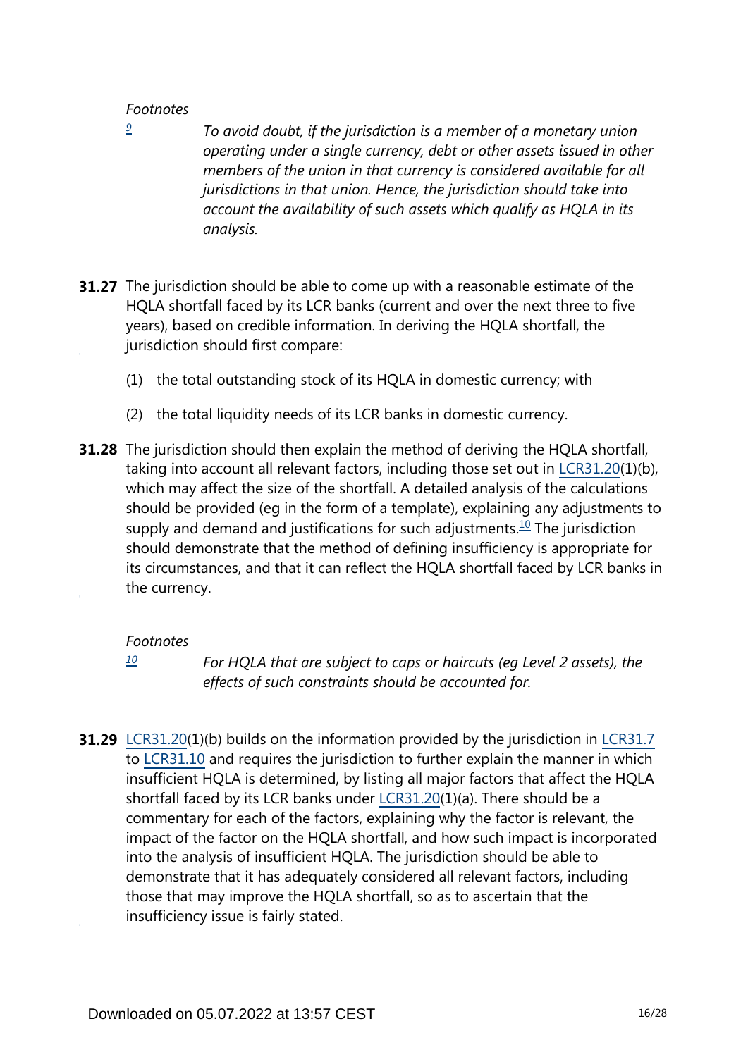*Footnotes*

[9] *To avoid doubt, if the jurisdiction is a member of a monetary union operating under a single currency, debt or other assets issued in other members of the union in that currency is considered available for all jurisdictions in that union. Hence, the jurisdiction should take into account the availability of such assets which qualify as HQLA in its analysis.*

**31.27** The jurisdiction should be able to come up with a reasonable estimate of the HQLA shortfall faced by its LCR banks (current and over the next three to five years), based on credible information. In deriving the HQLA shortfall, the jurisdiction should first compare:

(1) the total outstanding stock of its HQLA in domestic currency; with

(2) the total liquidity needs of its LCR banks in domestic currency.

**31.28** The jurisdiction should then explain the method of deriving the HQLA shortfall, taking into account all relevant factors, including those set out in LCR31.20(1)(b), which may affect the size of the shortfall. A detailed analysis of the calculations should be provided (eg in the form of a template), explaining any adjustments to supply and demand and justifications for such adjustments.[10] The jurisdiction should demonstrate that the method of defining insufficiency is appropriate for its circumstances, and that it can reflect the HQLA shortfall faced by LCR banks in the currency.

*Footnotes*

[10] *For HQLA that are subject to caps or haircuts (eg Level 2 assets), the effects of such constraints should be accounted for.*

**31.29** LCR31.20(1)(b) builds on the information provided by the jurisdiction in LCR31.7 to LCR31.10 and requires the jurisdiction to further explain the manner in which insufficient HQLA is determined, by listing all major factors that affect the HQLA shortfall faced by its LCR banks under LCR31.20(1)(a). There should be a commentary for each of the factors, explaining why the factor is relevant, the impact of the factor on the HQLA shortfall, and how such impact is incorporated into the analysis of insufficient HQLA. The jurisdiction should be able to demonstrate that it has adequately considered all relevant factors, including those that may improve the HQLA shortfall, so as to ascertain that the insufficiency issue is fairly stated.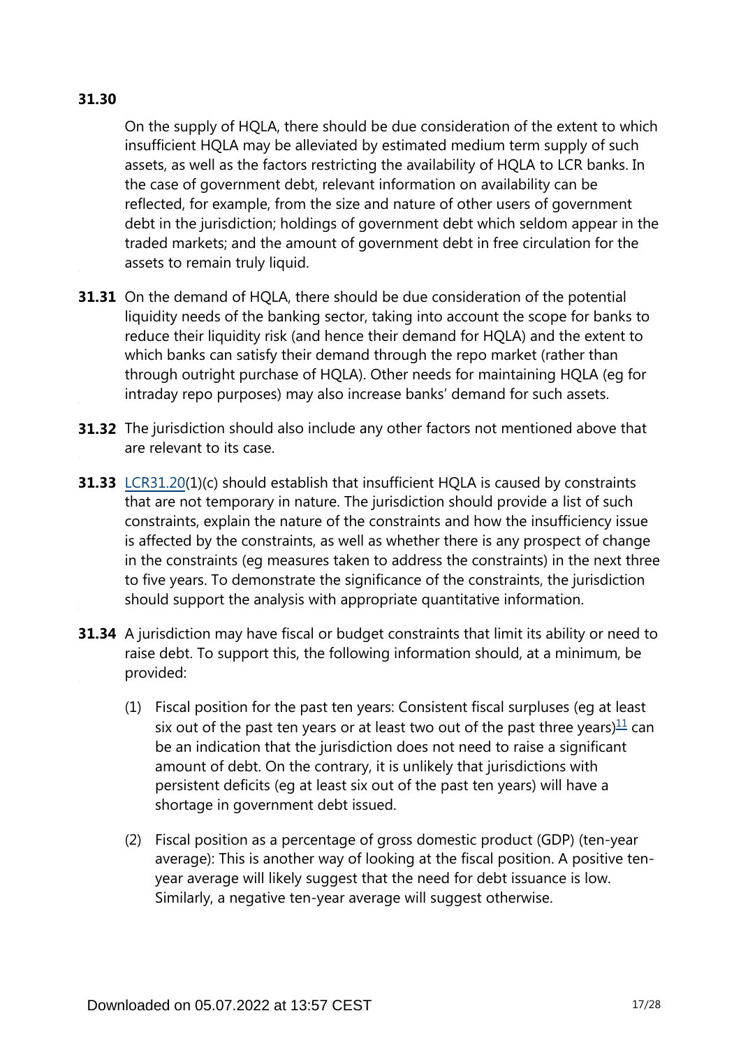**31.30** On the supply of HQLA, there should be due consideration of the extent to which insufficient HQLA may be alleviated by estimated medium term supply of such assets, as well as the factors restricting the availability of HQLA to LCR banks. In the case of government debt, relevant information on availability can be reflected, for example, from the size and nature of other users of government debt in the jurisdiction; holdings of government debt which seldom appear in the traded markets; and the amount of government debt in free circulation for the assets to remain truly liquid.

**31.31** On the demand of HQLA, there should be due consideration of the potential liquidity needs of the banking sector, taking into account the scope for banks to reduce their liquidity risk (and hence their demand for HQLA) and the extent to which banks can satisfy their demand through the repo market (rather than through outright purchase of HQLA). Other needs for maintaining HQLA (eg for intraday repo purposes) may also increase banks' demand for such assets.

**31.32** The jurisdiction should also include any other factors not mentioned above that are relevant to its case.

**31.33** LCR31.20(1)(c) should establish that insufficient HQLA is caused by constraints that are not temporary in nature. The jurisdiction should provide a list of such constraints, explain the nature of the constraints and how the insufficiency issue is affected by the constraints, as well as whether there is any prospect of change in the constraints (eg measures taken to address the constraints) in the next three to five years. To demonstrate the significance of the constraints, the jurisdiction should support the analysis with appropriate quantitative information.

**31.34** A jurisdiction may have fiscal or budget constraints that limit its ability or need to raise debt. To support this, the following information should, at a minimum, be provided:

(1) Fiscal position for the past ten years: Consistent fiscal surpluses (eg at least six out of the past ten years or at least two out of the past three years)[11] can be an indication that the jurisdiction does not need to raise a significant amount of debt. On the contrary, it is unlikely that jurisdictions with persistent deficits (eg at least six out of the past ten years) will have a shortage in government debt issued.

(2) Fiscal position as a percentage of gross domestic product (GDP) (ten-year average): This is another way of looking at the fiscal position. A positive ten-year average will likely suggest that the need for debt issuance is low. Similarly, a negative ten-year average will suggest otherwise.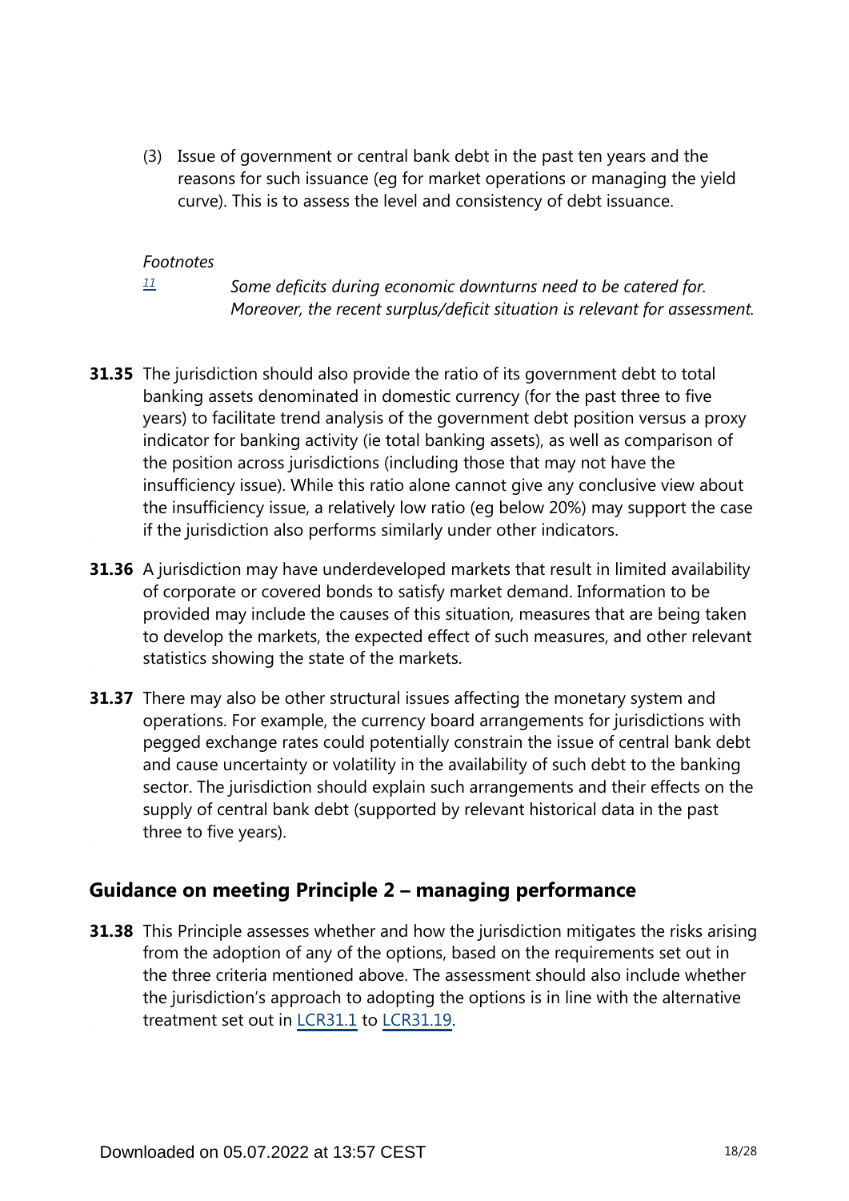(3) Issue of government or central bank debt in the past ten years and the reasons for such issuance (eg for market operations or managing the yield curve). This is to assess the level and consistency of debt issuance.

*Footnotes*

[11] *Some deficits during economic downturns need to be catered for. Moreover, the recent surplus/deficit situation is relevant for assessment.*

**31.35** The jurisdiction should also provide the ratio of its government debt to total banking assets denominated in domestic currency (for the past three to five years) to facilitate trend analysis of the government debt position versus a proxy indicator for banking activity (ie total banking assets), as well as comparison of the position across jurisdictions (including those that may not have the insufficiency issue). While this ratio alone cannot give any conclusive view about the insufficiency issue, a relatively low ratio (eg below 20%) may support the case if the jurisdiction also performs similarly under other indicators.

**31.36** A jurisdiction may have underdeveloped markets that result in limited availability of corporate or covered bonds to satisfy market demand. Information to be provided may include the causes of this situation, measures that are being taken to develop the markets, the expected effect of such measures, and other relevant statistics showing the state of the markets.

**31.37** There may also be other structural issues affecting the monetary system and operations. For example, the currency board arrangements for jurisdictions with pegged exchange rates could potentially constrain the issue of central bank debt and cause uncertainty or volatility in the availability of such debt to the banking sector. The jurisdiction should explain such arrangements and their effects on the supply of central bank debt (supported by relevant historical data in the past three to five years).

## Guidance on meeting Principle 2 – managing performance

**31.38** This Principle assesses whether and how the jurisdiction mitigates the risks arising from the adoption of any of the options, based on the requirements set out in the three criteria mentioned above. The assessment should also include whether the jurisdiction's approach to adopting the options is in line with the alternative treatment set out in LCR31.1 to LCR31.19.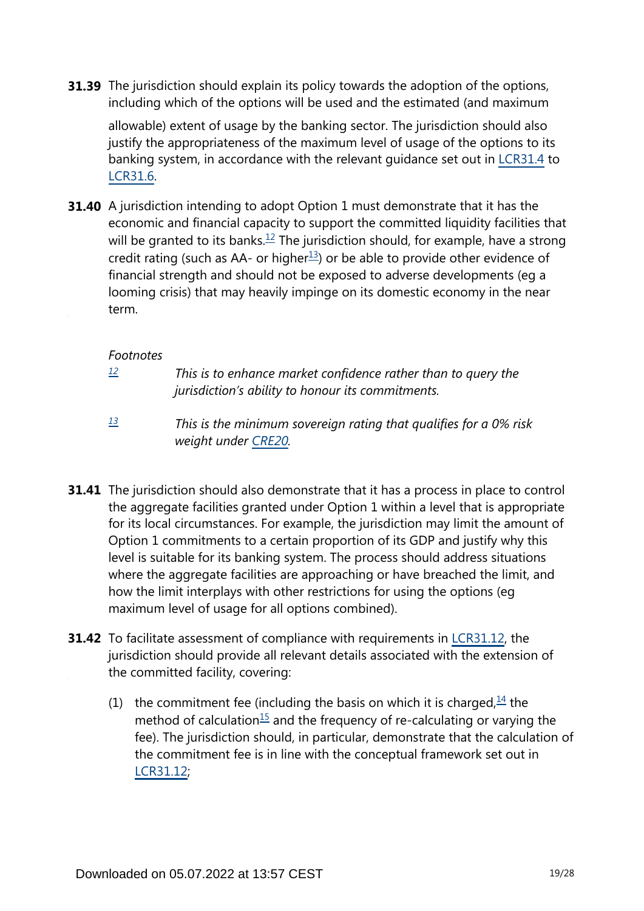**31.39** The jurisdiction should explain its policy towards the adoption of the options, including which of the options will be used and the estimated (and maximum allowable) extent of usage by the banking sector. The jurisdiction should also justify the appropriateness of the maximum level of usage of the options to its banking system, in accordance with the relevant guidance set out in LCR31.4 to LCR31.6.

**31.40** A jurisdiction intending to adopt Option 1 must demonstrate that it has the economic and financial capacity to support the committed liquidity facilities that will be granted to its banks.[12] The jurisdiction should, for example, have a strong credit rating (such as AA- or higher[13]) or be able to provide other evidence of financial strength and should not be exposed to adverse developments (eg a looming crisis) that may heavily impinge on its domestic economy in the near term.

*Footnotes*

[12] *This is to enhance market confidence rather than to query the jurisdiction's ability to honour its commitments.*

[13] *This is the minimum sovereign rating that qualifies for a 0% risk weight under CRE20.*

**31.41** The jurisdiction should also demonstrate that it has a process in place to control the aggregate facilities granted under Option 1 within a level that is appropriate for its local circumstances. For example, the jurisdiction may limit the amount of Option 1 commitments to a certain proportion of its GDP and justify why this level is suitable for its banking system. The process should address situations where the aggregate facilities are approaching or have breached the limit, and how the limit interplays with other restrictions for using the options (eg maximum level of usage for all options combined).

**31.42** To facilitate assessment of compliance with requirements in LCR31.12, the jurisdiction should provide all relevant details associated with the extension of the committed facility, covering:

(1) the commitment fee (including the basis on which it is charged,[14] the method of calculation[15] and the frequency of re-calculating or varying the fee). The jurisdiction should, in particular, demonstrate that the calculation of the commitment fee is in line with the conceptual framework set out in LCR31.12;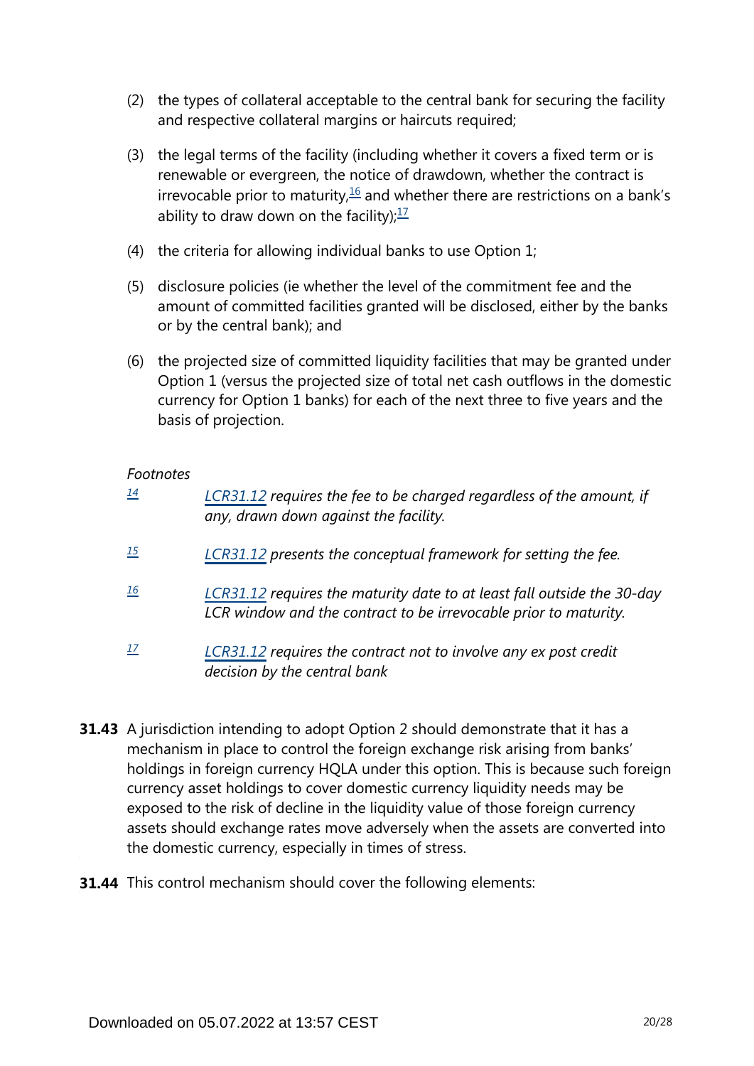(2) the types of collateral acceptable to the central bank for securing the facility and respective collateral margins or haircuts required;

(3) the legal terms of the facility (including whether it covers a fixed term or is renewable or evergreen, the notice of drawdown, whether the contract is irrevocable prior to maturity,[16] and whether there are restrictions on a bank's ability to draw down on the facility);[17]

(4) the criteria for allowing individual banks to use Option 1;

(5) disclosure policies (ie whether the level of the commitment fee and the amount of committed facilities granted will be disclosed, either by the banks or by the central bank); and

(6) the projected size of committed liquidity facilities that may be granted under Option 1 (versus the projected size of total net cash outflows in the domestic currency for Option 1 banks) for each of the next three to five years and the basis of projection.

*Footnotes*

[14] *LCR31.12 requires the fee to be charged regardless of the amount, if any, drawn down against the facility.*

[15] *LCR31.12 presents the conceptual framework for setting the fee.*

[16] *LCR31.12 requires the maturity date to at least fall outside the 30-day LCR window and the contract to be irrevocable prior to maturity.*

[17] *LCR31.12 requires the contract not to involve any ex post credit decision by the central bank*

**31.43** A jurisdiction intending to adopt Option 2 should demonstrate that it has a mechanism in place to control the foreign exchange risk arising from banks' holdings in foreign currency HQLA under this option. This is because such foreign currency asset holdings to cover domestic currency liquidity needs may be exposed to the risk of decline in the liquidity value of those foreign currency assets should exchange rates move adversely when the assets are converted into the domestic currency, especially in times of stress.

**31.44** This control mechanism should cover the following elements: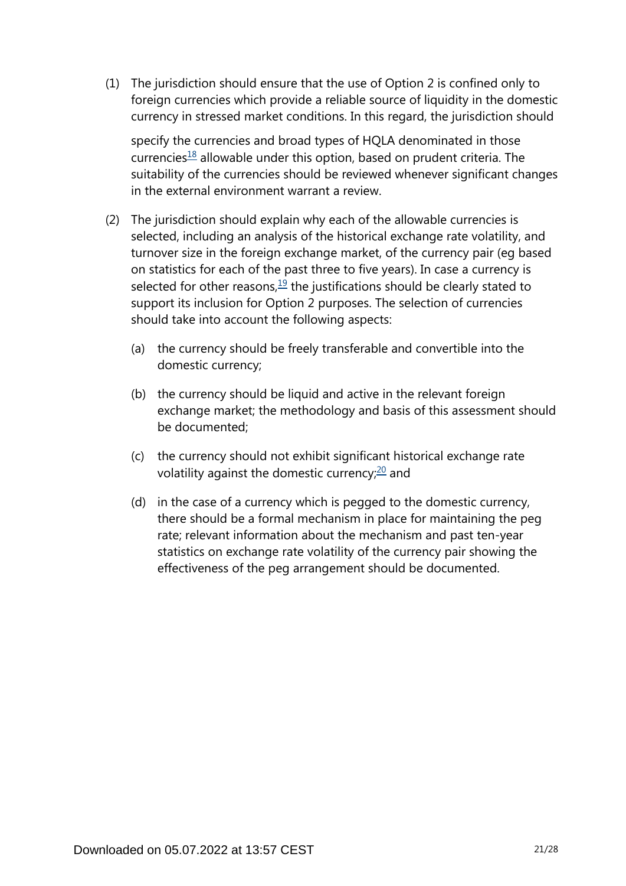(1) The jurisdiction should ensure that the use of Option 2 is confined only to foreign currencies which provide a reliable source of liquidity in the domestic currency in stressed market conditions. In this regard, the jurisdiction should specify the currencies and broad types of HQLA denominated in those currencies[18] allowable under this option, based on prudent criteria. The suitability of the currencies should be reviewed whenever significant changes in the external environment warrant a review.

(2) The jurisdiction should explain why each of the allowable currencies is selected, including an analysis of the historical exchange rate volatility, and turnover size in the foreign exchange market, of the currency pair (eg based on statistics for each of the past three to five years). In case a currency is selected for other reasons,[19] the justifications should be clearly stated to support its inclusion for Option 2 purposes. The selection of currencies should take into account the following aspects:

(a) the currency should be freely transferable and convertible into the domestic currency;

(b) the currency should be liquid and active in the relevant foreign exchange market; the methodology and basis of this assessment should be documented;

(c) the currency should not exhibit significant historical exchange rate volatility against the domestic currency;[20] and

(d) in the case of a currency which is pegged to the domestic currency, there should be a formal mechanism in place for maintaining the peg rate; relevant information about the mechanism and past ten-year statistics on exchange rate volatility of the currency pair showing the effectiveness of the peg arrangement should be documented.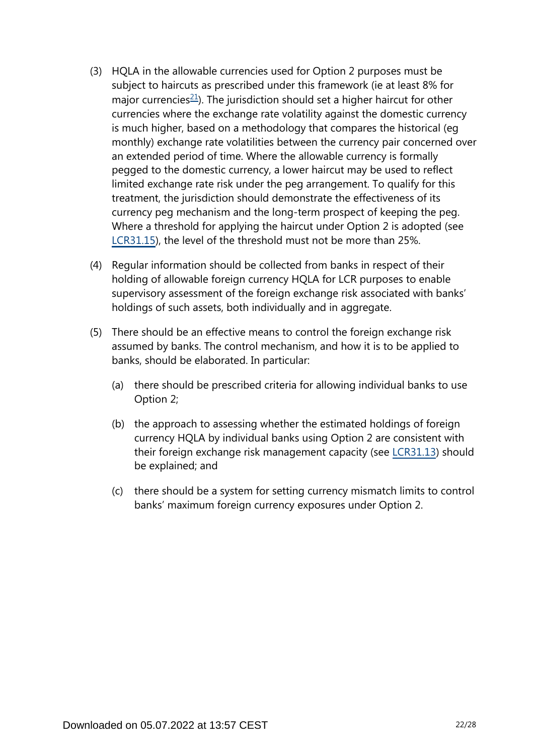(3) HQLA in the allowable currencies used for Option 2 purposes must be subject to haircuts as prescribed under this framework (ie at least 8% for major currencies[21]). The jurisdiction should set a higher haircut for other currencies where the exchange rate volatility against the domestic currency is much higher, based on a methodology that compares the historical (eg monthly) exchange rate volatilities between the currency pair concerned over an extended period of time. Where the allowable currency is formally pegged to the domestic currency, a lower haircut may be used to reflect limited exchange rate risk under the peg arrangement. To qualify for this treatment, the jurisdiction should demonstrate the effectiveness of its currency peg mechanism and the long-term prospect of keeping the peg. Where a threshold for applying the haircut under Option 2 is adopted (see LCR31.15), the level of the threshold must not be more than 25%.

(4) Regular information should be collected from banks in respect of their holding of allowable foreign currency HQLA for LCR purposes to enable supervisory assessment of the foreign exchange risk associated with banks' holdings of such assets, both individually and in aggregate.

(5) There should be an effective means to control the foreign exchange risk assumed by banks. The control mechanism, and how it is to be applied to banks, should be elaborated. In particular:

- (a) there should be prescribed criteria for allowing individual banks to use Option 2;
- (b) the approach to assessing whether the estimated holdings of foreign currency HQLA by individual banks using Option 2 are consistent with their foreign exchange risk management capacity (see LCR31.13) should be explained; and
- (c) there should be a system for setting currency mismatch limits to control banks' maximum foreign currency exposures under Option 2.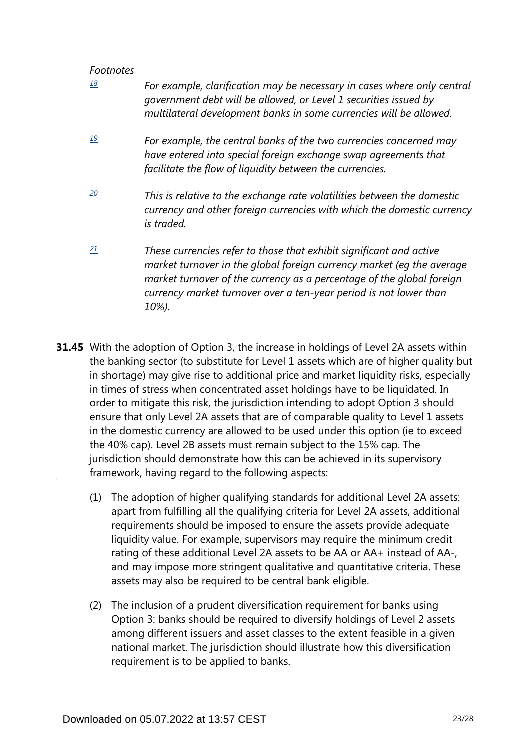*Footnotes*

[18] *For example, clarification may be necessary in cases where only central government debt will be allowed, or Level 1 securities issued by multilateral development banks in some currencies will be allowed.*

[19] *For example, the central banks of the two currencies concerned may have entered into special foreign exchange swap agreements that facilitate the flow of liquidity between the currencies.*

[20] *This is relative to the exchange rate volatilities between the domestic currency and other foreign currencies with which the domestic currency is traded.*

[21] *These currencies refer to those that exhibit significant and active market turnover in the global foreign currency market (eg the average market turnover of the currency as a percentage of the global foreign currency market turnover over a ten-year period is not lower than 10%).*

**31.45** With the adoption of Option 3, the increase in holdings of Level 2A assets within the banking sector (to substitute for Level 1 assets which are of higher quality but in shortage) may give rise to additional price and market liquidity risks, especially in times of stress when concentrated asset holdings have to be liquidated. In order to mitigate this risk, the jurisdiction intending to adopt Option 3 should ensure that only Level 2A assets that are of comparable quality to Level 1 assets in the domestic currency are allowed to be used under this option (ie to exceed the 40% cap). Level 2B assets must remain subject to the 15% cap. The jurisdiction should demonstrate how this can be achieved in its supervisory framework, having regard to the following aspects:

(1) The adoption of higher qualifying standards for additional Level 2A assets: apart from fulfilling all the qualifying criteria for Level 2A assets, additional requirements should be imposed to ensure the assets provide adequate liquidity value. For example, supervisors may require the minimum credit rating of these additional Level 2A assets to be AA or AA+ instead of AA-, and may impose more stringent qualitative and quantitative criteria. These assets may also be required to be central bank eligible.

(2) The inclusion of a prudent diversification requirement for banks using Option 3: banks should be required to diversify holdings of Level 2 assets among different issuers and asset classes to the extent feasible in a given national market. The jurisdiction should illustrate how this diversification requirement is to be applied to banks.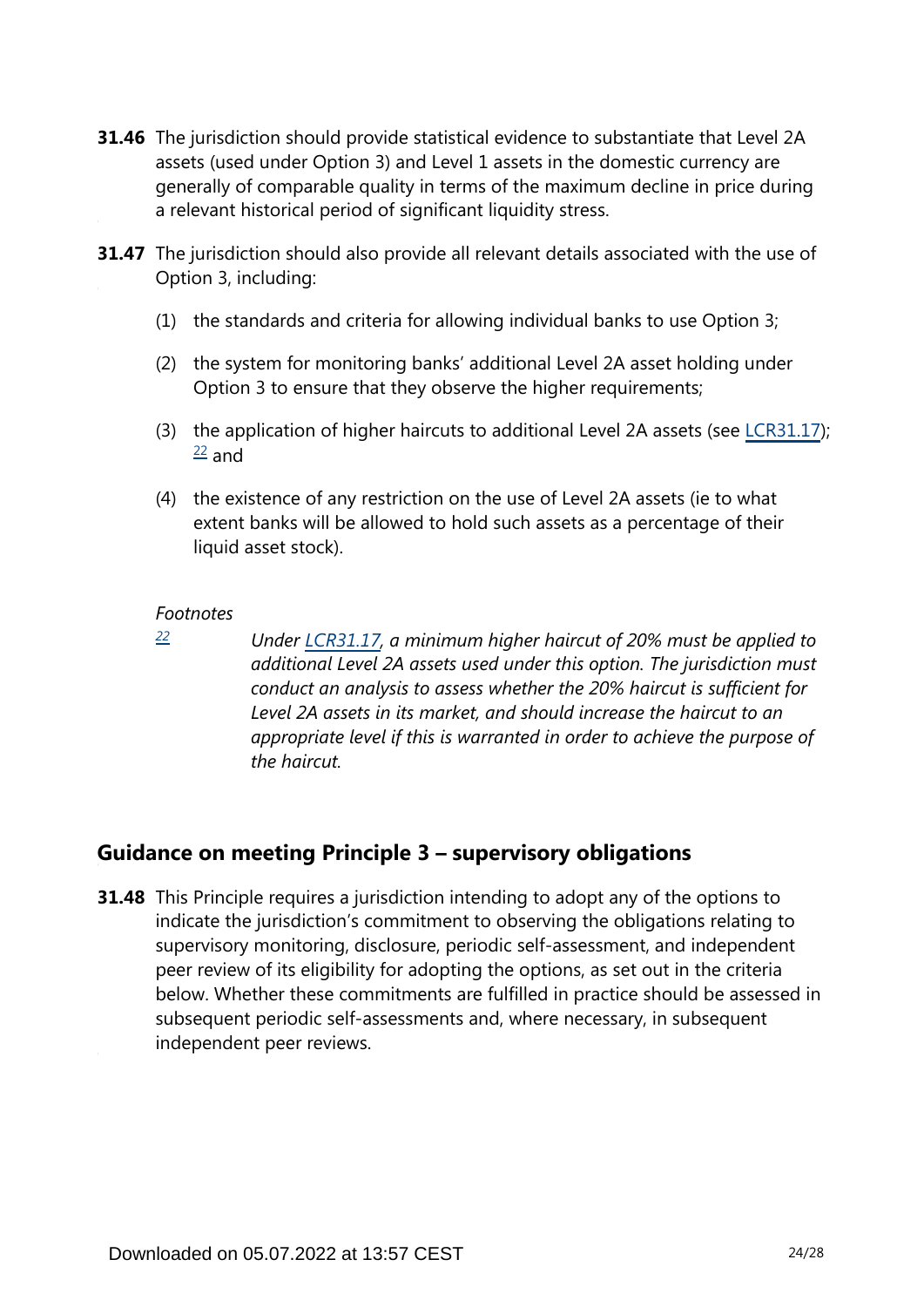**31.46** The jurisdiction should provide statistical evidence to substantiate that Level 2A assets (used under Option 3) and Level 1 assets in the domestic currency are generally of comparable quality in terms of the maximum decline in price during a relevant historical period of significant liquidity stress.

**31.47** The jurisdiction should also provide all relevant details associated with the use of Option 3, including:

(1) the standards and criteria for allowing individual banks to use Option 3;

(2) the system for monitoring banks' additional Level 2A asset holding under Option 3 to ensure that they observe the higher requirements;

(3) the application of higher haircuts to additional Level 2A assets (see LCR31.17); [22] and

(4) the existence of any restriction on the use of Level 2A assets (ie to what extent banks will be allowed to hold such assets as a percentage of their liquid asset stock).

*Footnotes*

[22] *Under LCR31.17, a minimum higher haircut of 20% must be applied to additional Level 2A assets used under this option. The jurisdiction must conduct an analysis to assess whether the 20% haircut is sufficient for Level 2A assets in its market, and should increase the haircut to an appropriate level if this is warranted in order to achieve the purpose of the haircut.*

## Guidance on meeting Principle 3 – supervisory obligations

**31.48** This Principle requires a jurisdiction intending to adopt any of the options to indicate the jurisdiction's commitment to observing the obligations relating to supervisory monitoring, disclosure, periodic self-assessment, and independent peer review of its eligibility for adopting the options, as set out in the criteria below. Whether these commitments are fulfilled in practice should be assessed in subsequent periodic self-assessments and, where necessary, in subsequent independent peer reviews.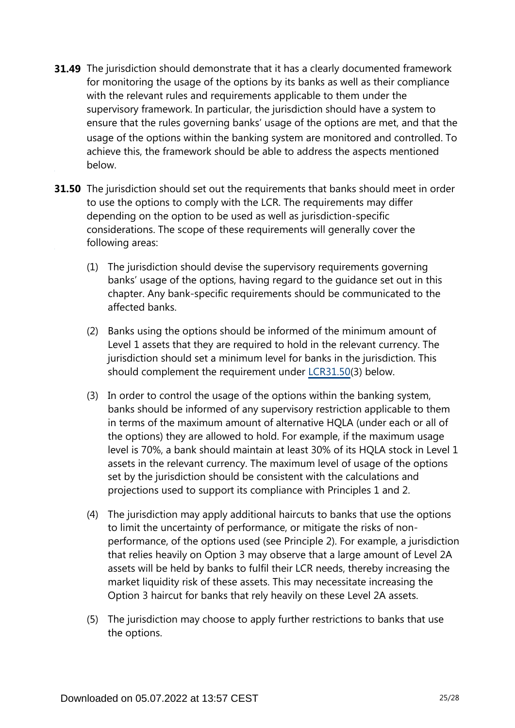**31.49** The jurisdiction should demonstrate that it has a clearly documented framework for monitoring the usage of the options by its banks as well as their compliance with the relevant rules and requirements applicable to them under the supervisory framework. In particular, the jurisdiction should have a system to ensure that the rules governing banks' usage of the options are met, and that the usage of the options within the banking system are monitored and controlled. To achieve this, the framework should be able to address the aspects mentioned below.

**31.50** The jurisdiction should set out the requirements that banks should meet in order to use the options to comply with the LCR. The requirements may differ depending on the option to be used as well as jurisdiction-specific considerations. The scope of these requirements will generally cover the following areas:

(1) The jurisdiction should devise the supervisory requirements governing banks' usage of the options, having regard to the guidance set out in this chapter. Any bank-specific requirements should be communicated to the affected banks.

(2) Banks using the options should be informed of the minimum amount of Level 1 assets that they are required to hold in the relevant currency. The jurisdiction should set a minimum level for banks in the jurisdiction. This should complement the requirement under LCR31.50(3) below.

(3) In order to control the usage of the options within the banking system, banks should be informed of any supervisory restriction applicable to them in terms of the maximum amount of alternative HQLA (under each or all of the options) they are allowed to hold. For example, if the maximum usage level is 70%, a bank should maintain at least 30% of its HQLA stock in Level 1 assets in the relevant currency. The maximum level of usage of the options set by the jurisdiction should be consistent with the calculations and projections used to support its compliance with Principles 1 and 2.

(4) The jurisdiction may apply additional haircuts to banks that use the options to limit the uncertainty of performance, or mitigate the risks of non-performance, of the options used (see Principle 2). For example, a jurisdiction that relies heavily on Option 3 may observe that a large amount of Level 2A assets will be held by banks to fulfil their LCR needs, thereby increasing the market liquidity risk of these assets. This may necessitate increasing the Option 3 haircut for banks that rely heavily on these Level 2A assets.

(5) The jurisdiction may choose to apply further restrictions to banks that use the options.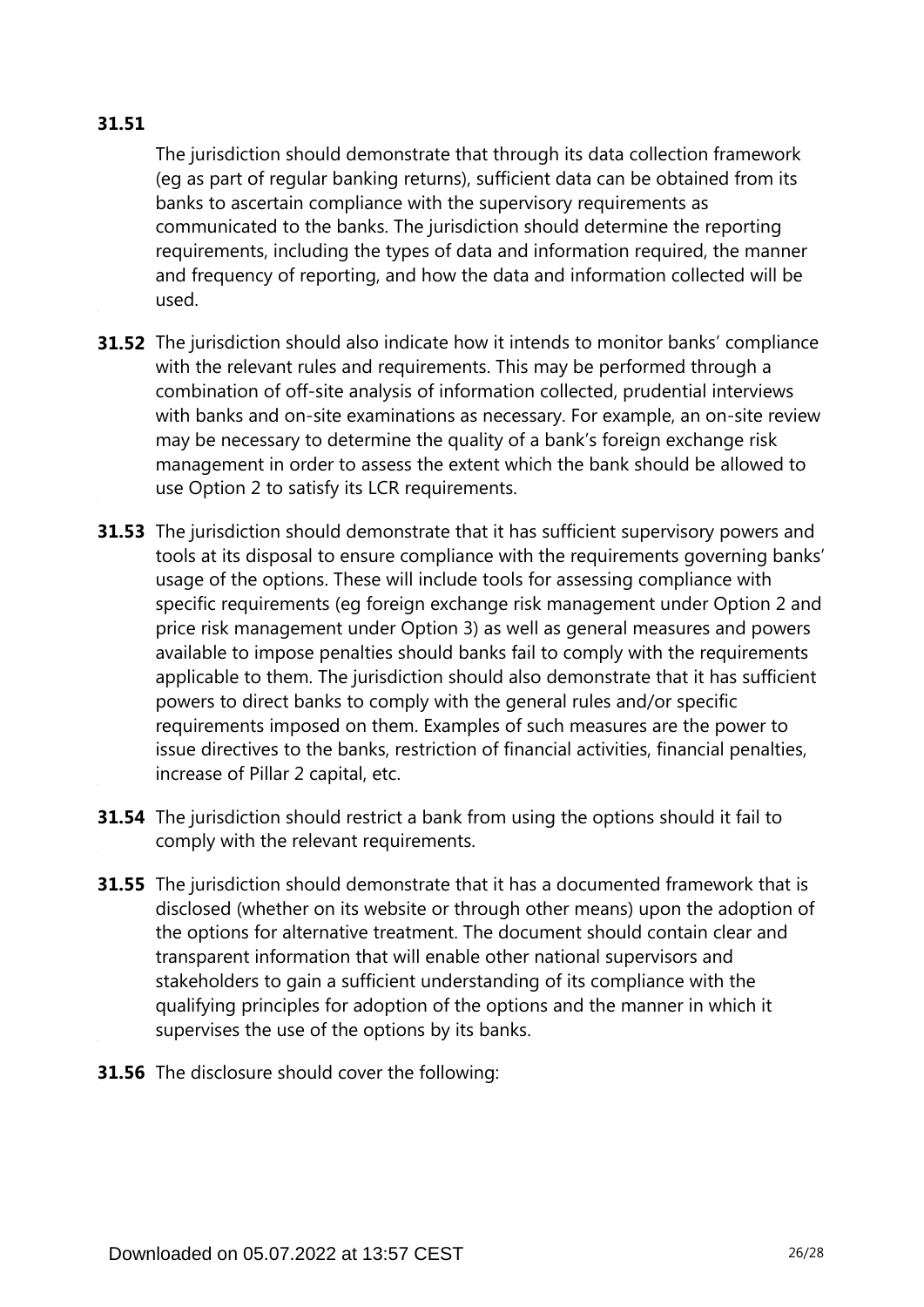**31.51** The jurisdiction should demonstrate that through its data collection framework (eg as part of regular banking returns), sufficient data can be obtained from its banks to ascertain compliance with the supervisory requirements as communicated to the banks. The jurisdiction should determine the reporting requirements, including the types of data and information required, the manner and frequency of reporting, and how the data and information collected will be used.

**31.52** The jurisdiction should also indicate how it intends to monitor banks' compliance with the relevant rules and requirements. This may be performed through a combination of off-site analysis of information collected, prudential interviews with banks and on-site examinations as necessary. For example, an on-site review may be necessary to determine the quality of a bank's foreign exchange risk management in order to assess the extent which the bank should be allowed to use Option 2 to satisfy its LCR requirements.

**31.53** The jurisdiction should demonstrate that it has sufficient supervisory powers and tools at its disposal to ensure compliance with the requirements governing banks' usage of the options. These will include tools for assessing compliance with specific requirements (eg foreign exchange risk management under Option 2 and price risk management under Option 3) as well as general measures and powers available to impose penalties should banks fail to comply with the requirements applicable to them. The jurisdiction should also demonstrate that it has sufficient powers to direct banks to comply with the general rules and/or specific requirements imposed on them. Examples of such measures are the power to issue directives to the banks, restriction of financial activities, financial penalties, increase of Pillar 2 capital, etc.

**31.54** The jurisdiction should restrict a bank from using the options should it fail to comply with the relevant requirements.

**31.55** The jurisdiction should demonstrate that it has a documented framework that is disclosed (whether on its website or through other means) upon the adoption of the options for alternative treatment. The document should contain clear and transparent information that will enable other national supervisors and stakeholders to gain a sufficient understanding of its compliance with the qualifying principles for adoption of the options and the manner in which it supervises the use of the options by its banks.

**31.56** The disclosure should cover the following: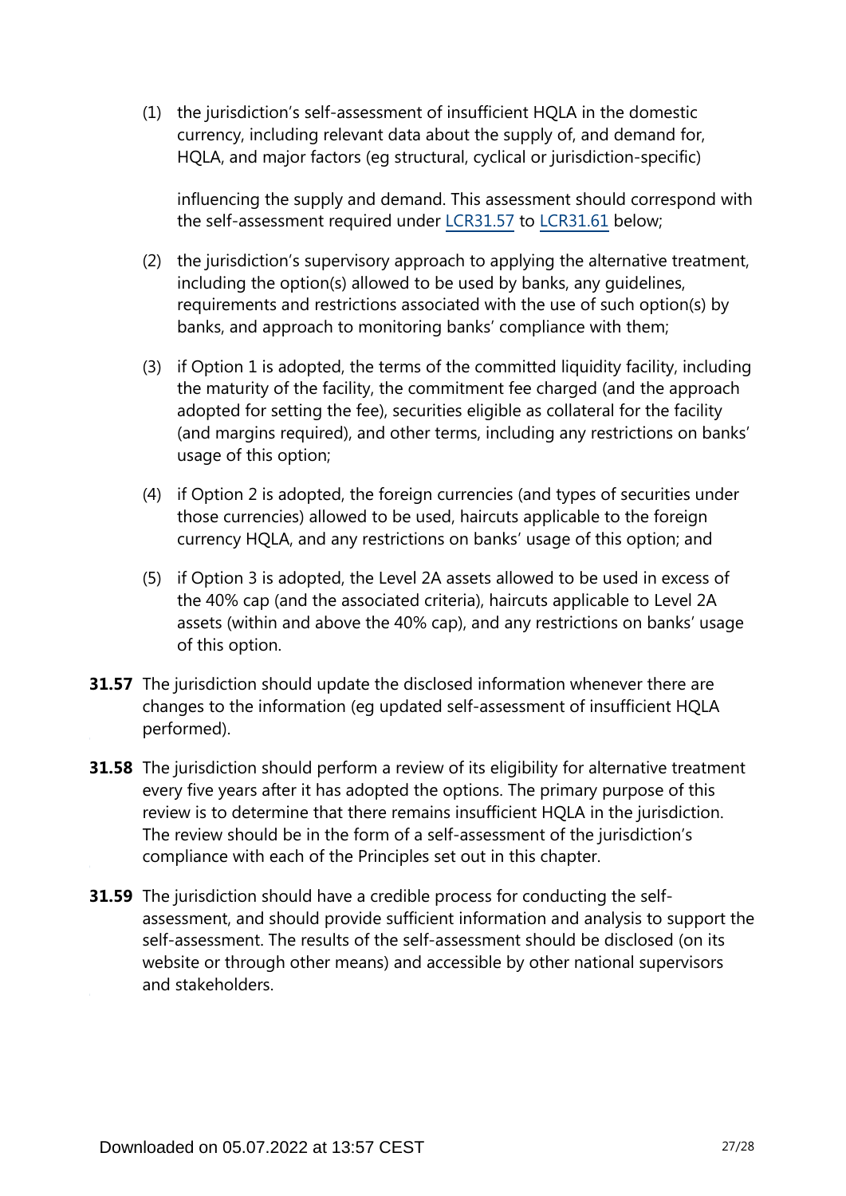(1) the jurisdiction's self-assessment of insufficient HQLA in the domestic currency, including relevant data about the supply of, and demand for, HQLA, and major factors (eg structural, cyclical or jurisdiction-specific)

influencing the supply and demand. This assessment should correspond with the self-assessment required under LCR31.57 to LCR31.61 below;

(2) the jurisdiction's supervisory approach to applying the alternative treatment, including the option(s) allowed to be used by banks, any guidelines, requirements and restrictions associated with the use of such option(s) by banks, and approach to monitoring banks' compliance with them;

(3) if Option 1 is adopted, the terms of the committed liquidity facility, including the maturity of the facility, the commitment fee charged (and the approach adopted for setting the fee), securities eligible as collateral for the facility (and margins required), and other terms, including any restrictions on banks' usage of this option;

(4) if Option 2 is adopted, the foreign currencies (and types of securities under those currencies) allowed to be used, haircuts applicable to the foreign currency HQLA, and any restrictions on banks' usage of this option; and

(5) if Option 3 is adopted, the Level 2A assets allowed to be used in excess of the 40% cap (and the associated criteria), haircuts applicable to Level 2A assets (within and above the 40% cap), and any restrictions on banks' usage of this option.

**31.57** The jurisdiction should update the disclosed information whenever there are changes to the information (eg updated self-assessment of insufficient HQLA performed).

**31.58** The jurisdiction should perform a review of its eligibility for alternative treatment every five years after it has adopted the options. The primary purpose of this review is to determine that there remains insufficient HQLA in the jurisdiction. The review should be in the form of a self-assessment of the jurisdiction's compliance with each of the Principles set out in this chapter.

**31.59** The jurisdiction should have a credible process for conducting the self-assessment, and should provide sufficient information and analysis to support the self-assessment. The results of the self-assessment should be disclosed (on its website or through other means) and accessible by other national supervisors and stakeholders.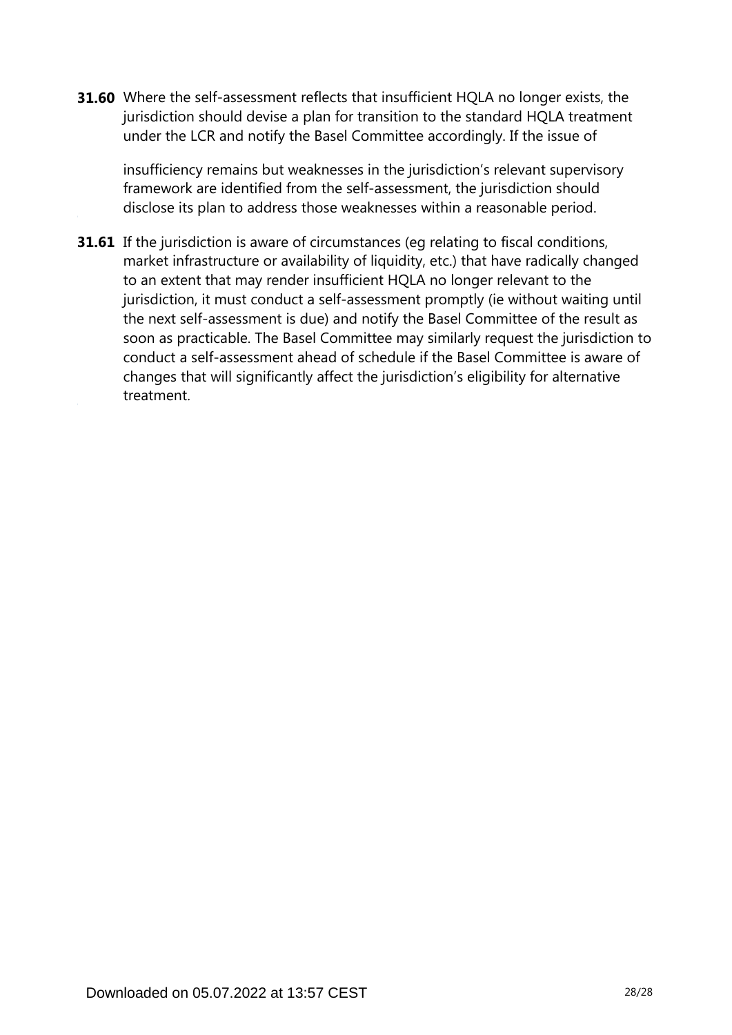**31.60** Where the self-assessment reflects that insufficient HQLA no longer exists, the jurisdiction should devise a plan for transition to the standard HQLA treatment under the LCR and notify the Basel Committee accordingly. If the issue of insufficiency remains but weaknesses in the jurisdiction's relevant supervisory framework are identified from the self-assessment, the jurisdiction should disclose its plan to address those weaknesses within a reasonable period.

**31.61** If the jurisdiction is aware of circumstances (eg relating to fiscal conditions, market infrastructure or availability of liquidity, etc.) that have radically changed to an extent that may render insufficient HQLA no longer relevant to the jurisdiction, it must conduct a self-assessment promptly (ie without waiting until the next self-assessment is due) and notify the Basel Committee of the result as soon as practicable. The Basel Committee may similarly request the jurisdiction to conduct a self-assessment ahead of schedule if the Basel Committee is aware of changes that will significantly affect the jurisdiction's eligibility for alternative treatment.